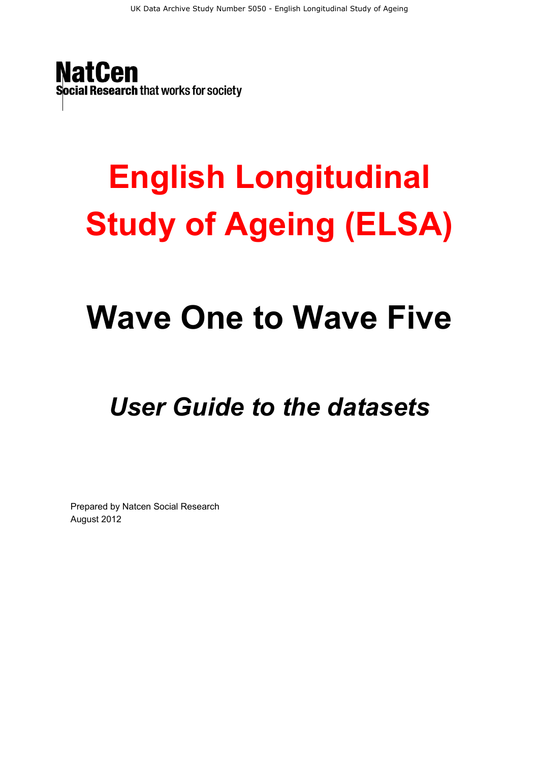NatCen
Social Research that works for society

# English Longitudinal Study of Ageing (ELSA)

# Wave One to Wave Five

## *User Guide to the datasets*

Prepared by Natcen Social Research
August 2012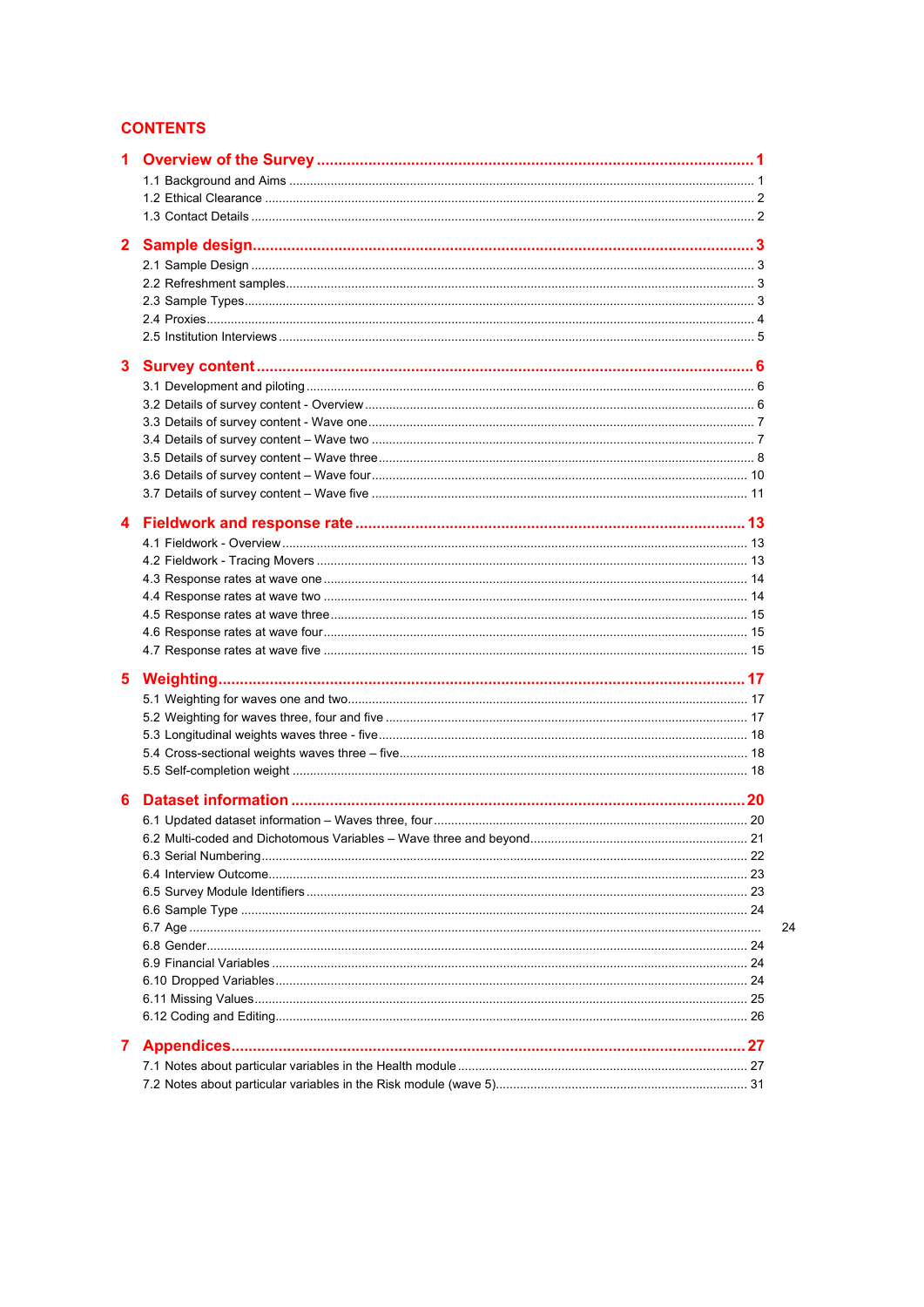# CONTENTS

**1 Overview of the Survey** ..... **1**
- 1.1 Background and Aims ..... 1
- 1.2 Ethical Clearance ..... 2
- 1.3 Contact Details ..... 2

**2 Sample design** ..... **3**
- 2.1 Sample Design ..... 3
- 2.2 Refreshment samples ..... 3
- 2.3 Sample Types ..... 3
- 2.4 Proxies ..... 4
- 2.5 Institution Interviews ..... 5

**3 Survey content** ..... **6**
- 3.1 Development and piloting ..... 6
- 3.2 Details of survey content - Overview ..... 6
- 3.3 Details of survey content - Wave one ..... 7
- 3.4 Details of survey content – Wave two ..... 7
- 3.5 Details of survey content – Wave three ..... 8
- 3.6 Details of survey content – Wave four ..... 10
- 3.7 Details of survey content – Wave five ..... 11

**4 Fieldwork and response rate** ..... **13**
- 4.1 Fieldwork - Overview ..... 13
- 4.2 Fieldwork - Tracing Movers ..... 13
- 4.3 Response rates at wave one ..... 14
- 4.4 Response rates at wave two ..... 14
- 4.5 Response rates at wave three ..... 15
- 4.6 Response rates at wave four ..... 15
- 4.7 Response rates at wave five ..... 15

**5 Weighting** ..... **17**
- 5.1 Weighting for waves one and two ..... 17
- 5.2 Weighting for waves three, four and five ..... 17
- 5.3 Longitudinal weights waves three - five ..... 18
- 5.4 Cross-sectional weights waves three – five ..... 18
- 5.5 Self-completion weight ..... 18

**6 Dataset information** ..... **20**
- 6.1 Updated dataset information – Waves three, four ..... 20
- 6.2 Multi-coded and Dichotomous Variables – Wave three and beyond ..... 21
- 6.3 Serial Numbering ..... 22
- 6.4 Interview Outcome ..... 23
- 6.5 Survey Module Identifiers ..... 23
- 6.6 Sample Type ..... 24
- 6.7 Age ..... 24
- 6.8 Gender ..... 24
- 6.9 Financial Variables ..... 24
- 6.10 Dropped Variables ..... 24
- 6.11 Missing Values ..... 25
- 6.12 Coding and Editing ..... 26

**7 Appendices** ..... **27**
- 7.1 Notes about particular variables in the Health module ..... 27
- 7.2 Notes about particular variables in the Risk module (wave 5) ..... 31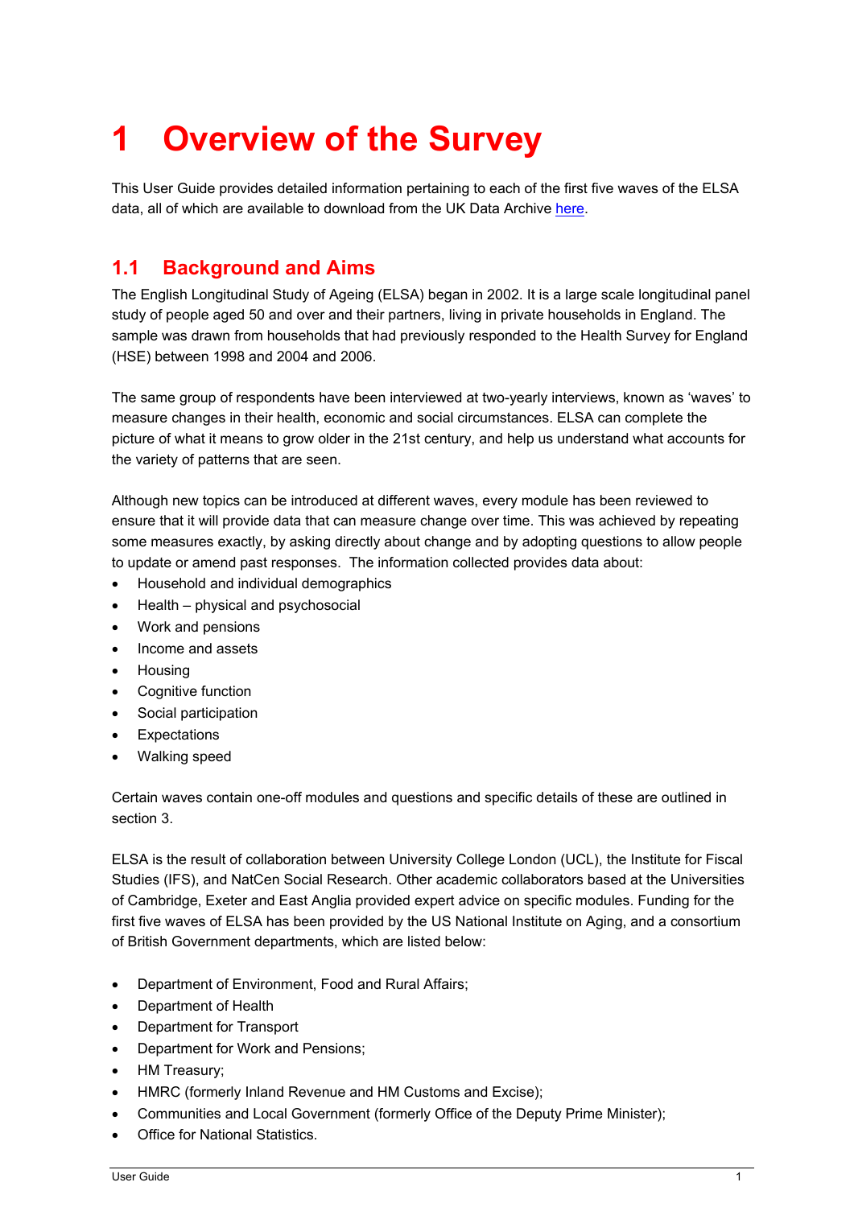# 1 Overview of the Survey

This User Guide provides detailed information pertaining to each of the first five waves of the ELSA data, all of which are available to download from the UK Data Archive here.

## 1.1 Background and Aims

The English Longitudinal Study of Ageing (ELSA) began in 2002. It is a large scale longitudinal panel study of people aged 50 and over and their partners, living in private households in England. The sample was drawn from households that had previously responded to the Health Survey for England (HSE) between 1998 and 2004 and 2006.

The same group of respondents have been interviewed at two-yearly interviews, known as 'waves' to measure changes in their health, economic and social circumstances. ELSA can complete the picture of what it means to grow older in the 21st century, and help us understand what accounts for the variety of patterns that are seen.

Although new topics can be introduced at different waves, every module has been reviewed to ensure that it will provide data that can measure change over time. This was achieved by repeating some measures exactly, by asking directly about change and by adopting questions to allow people to update or amend past responses. The information collected provides data about:

- Household and individual demographics
- Health – physical and psychosocial
- Work and pensions
- Income and assets
- Housing
- Cognitive function
- Social participation
- Expectations
- Walking speed

Certain waves contain one-off modules and questions and specific details of these are outlined in section 3.

ELSA is the result of collaboration between University College London (UCL), the Institute for Fiscal Studies (IFS), and NatCen Social Research. Other academic collaborators based at the Universities of Cambridge, Exeter and East Anglia provided expert advice on specific modules. Funding for the first five waves of ELSA has been provided by the US National Institute on Aging, and a consortium of British Government departments, which are listed below:

- Department of Environment, Food and Rural Affairs;
- Department of Health
- Department for Transport
- Department for Work and Pensions;
- HM Treasury;
- HMRC (formerly Inland Revenue and HM Customs and Excise);
- Communities and Local Government (formerly Office of the Deputy Prime Minister);
- Office for National Statistics.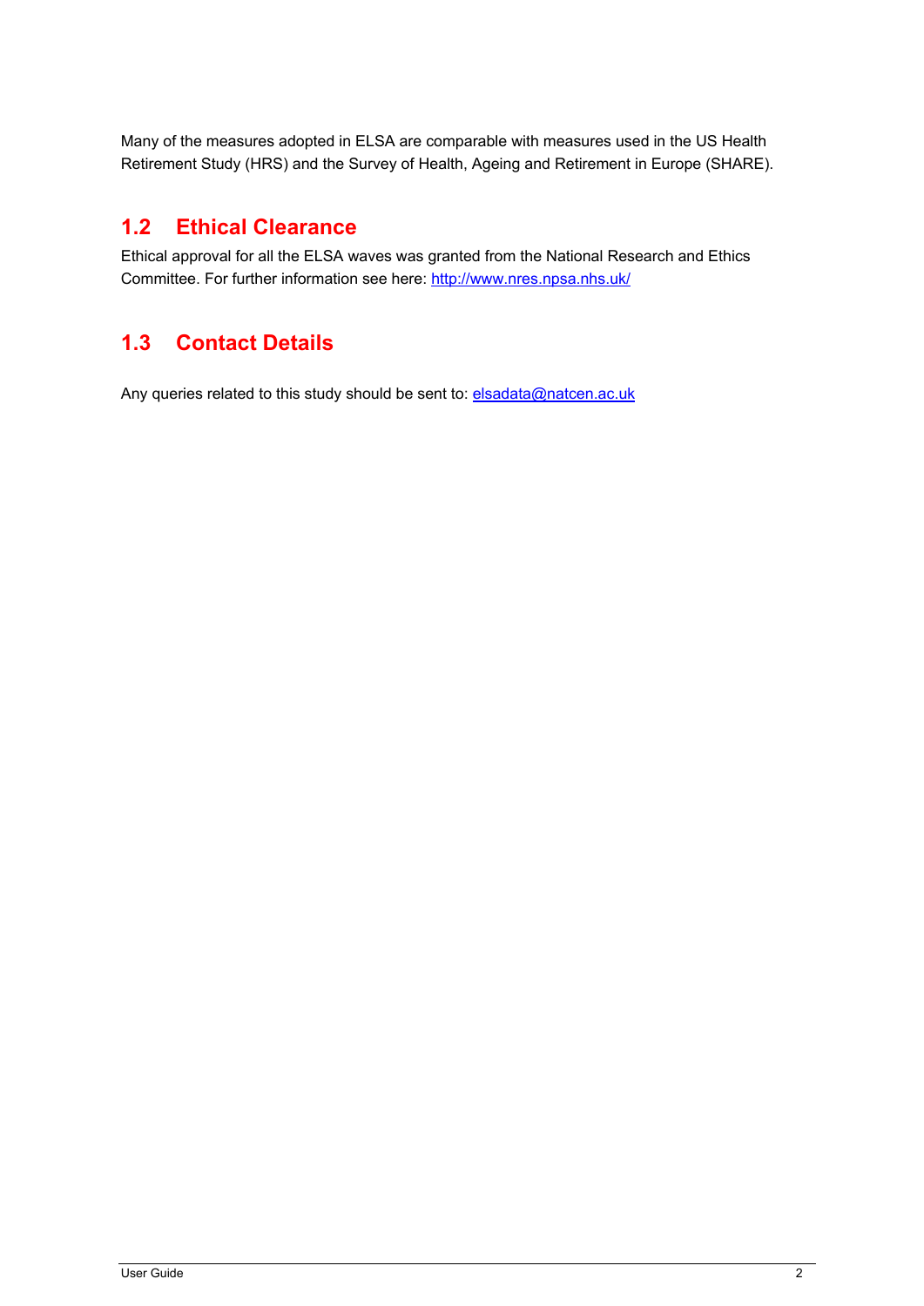Many of the measures adopted in ELSA are comparable with measures used in the US Health Retirement Study (HRS) and the Survey of Health, Ageing and Retirement in Europe (SHARE).

## 1.2 Ethical Clearance

Ethical approval for all the ELSA waves was granted from the National Research and Ethics Committee. For further information see here: http://www.nres.npsa.nhs.uk/

## 1.3 Contact Details

Any queries related to this study should be sent to: elsadata@natcen.ac.uk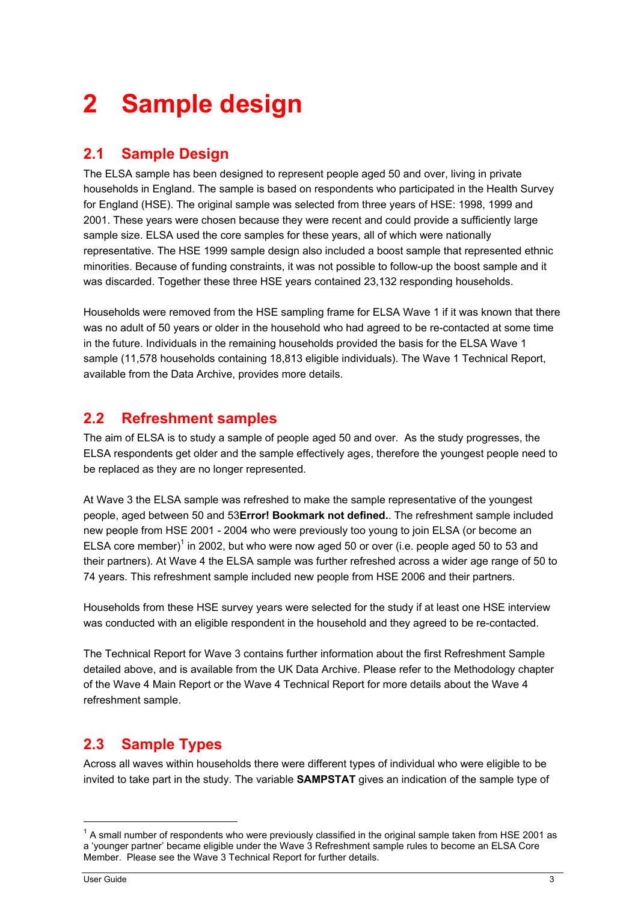# 2 Sample design

## 2.1 Sample Design

The ELSA sample has been designed to represent people aged 50 and over, living in private households in England. The sample is based on respondents who participated in the Health Survey for England (HSE). The original sample was selected from three years of HSE: 1998, 1999 and 2001. These years were chosen because they were recent and could provide a sufficiently large sample size. ELSA used the core samples for these years, all of which were nationally representative. The HSE 1999 sample design also included a boost sample that represented ethnic minorities. Because of funding constraints, it was not possible to follow-up the boost sample and it was discarded. Together these three HSE years contained 23,132 responding households.

Households were removed from the HSE sampling frame for ELSA Wave 1 if it was known that there was no adult of 50 years or older in the household who had agreed to be re-contacted at some time in the future. Individuals in the remaining households provided the basis for the ELSA Wave 1 sample (11,578 households containing 18,813 eligible individuals). The Wave 1 Technical Report, available from the Data Archive, provides more details.

## 2.2 Refreshment samples

The aim of ELSA is to study a sample of people aged 50 and over. As the study progresses, the ELSA respondents get older and the sample effectively ages, therefore the youngest people need to be replaced as they are no longer represented.

At Wave 3 the ELSA sample was refreshed to make the sample representative of the youngest people, aged between 50 and 53**Error! Bookmark not defined.**. The refreshment sample included new people from HSE 2001 - 2004 who were previously too young to join ELSA (or become an ELSA core member)[1] in 2002, but who were now aged 50 or over (i.e. people aged 50 to 53 and their partners). At Wave 4 the ELSA sample was further refreshed across a wider age range of 50 to 74 years. This refreshment sample included new people from HSE 2006 and their partners.

Households from these HSE survey years were selected for the study if at least one HSE interview was conducted with an eligible respondent in the household and they agreed to be re-contacted.

The Technical Report for Wave 3 contains further information about the first Refreshment Sample detailed above, and is available from the UK Data Archive. Please refer to the Methodology chapter of the Wave 4 Main Report or the Wave 4 Technical Report for more details about the Wave 4 refreshment sample.

## 2.3 Sample Types

Across all waves within households there were different types of individual who were eligible to be invited to take part in the study. The variable **SAMPSTAT** gives an indication of the sample type of

[1] A small number of respondents who were previously classified in the original sample taken from HSE 2001 as a 'younger partner' became eligible under the Wave 3 Refreshment sample rules to become an ELSA Core Member. Please see the Wave 3 Technical Report for further details.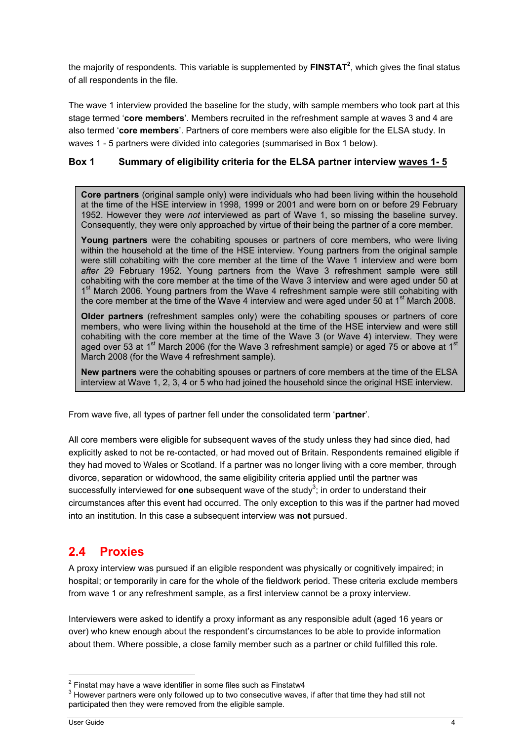the majority of respondents. This variable is supplemented by **FINSTAT**[2], which gives the final status of all respondents in the file.

The wave 1 interview provided the baseline for the study, with sample members who took part at this stage termed '**core members**'. Members recruited in the refreshment sample at waves 3 and 4 are also termed '**core members**'. Partners of core members were also eligible for the ELSA study. In waves 1 - 5 partners were divided into categories (summarised in Box 1 below).

#### Box 1 Summary of eligibility criteria for the ELSA partner interview waves 1- 5

> **Core partners** (original sample only) were individuals who had been living within the household at the time of the HSE interview in 1998, 1999 or 2001 and were born on or before 29 February 1952. However they were *not* interviewed as part of Wave 1, so missing the baseline survey. Consequently, they were only approached by virtue of their being the partner of a core member.
>
> **Young partners** were the cohabiting spouses or partners of core members, who were living within the household at the time of the HSE interview. Young partners from the original sample were still cohabiting with the core member at the time of the Wave 1 interview and were born *after* 29 February 1952. Young partners from the Wave 3 refreshment sample were still cohabiting with the core member at the time of the Wave 3 interview and were aged under 50 at 1st March 2006. Young partners from the Wave 4 refreshment sample were still cohabiting with the core member at the time of the Wave 4 interview and were aged under 50 at 1st March 2008.
>
> **Older partners** (refreshment samples only) were the cohabiting spouses or partners of core members, who were living within the household at the time of the HSE interview and were still cohabiting with the core member at the time of the Wave 3 (or Wave 4) interview. They were aged over 53 at 1st March 2006 (for the Wave 3 refreshment sample) or aged 75 or above at 1st March 2008 (for the Wave 4 refreshment sample).
>
> **New partners** were the cohabiting spouses or partners of core members at the time of the ELSA interview at Wave 1, 2, 3, 4 or 5 who had joined the household since the original HSE interview.

From wave five, all types of partner fell under the consolidated term '**partner**'.

All core members were eligible for subsequent waves of the study unless they had since died, had explicitly asked to not be re-contacted, or had moved out of Britain. Respondents remained eligible if they had moved to Wales or Scotland. If a partner was no longer living with a core member, through divorce, separation or widowhood, the same eligibility criteria applied until the partner was successfully interviewed for **one** subsequent wave of the study[3]; in order to understand their circumstances after this event had occurred. The only exception to this was if the partner had moved into an institution. In this case a subsequent interview was **not** pursued.

## 2.4 Proxies

A proxy interview was pursued if an eligible respondent was physically or cognitively impaired; in hospital; or temporarily in care for the whole of the fieldwork period. These criteria exclude members from wave 1 or any refreshment sample, as a first interview cannot be a proxy interview.

Interviewers were asked to identify a proxy informant as any responsible adult (aged 16 years or over) who knew enough about the respondent's circumstances to be able to provide information about them. Where possible, a close family member such as a partner or child fulfilled this role.

[2] Finstat may have a wave identifier in some files such as Finstatw4

[3] However partners were only followed up to two consecutive waves, if after that time they had still not participated then they were removed from the eligible sample.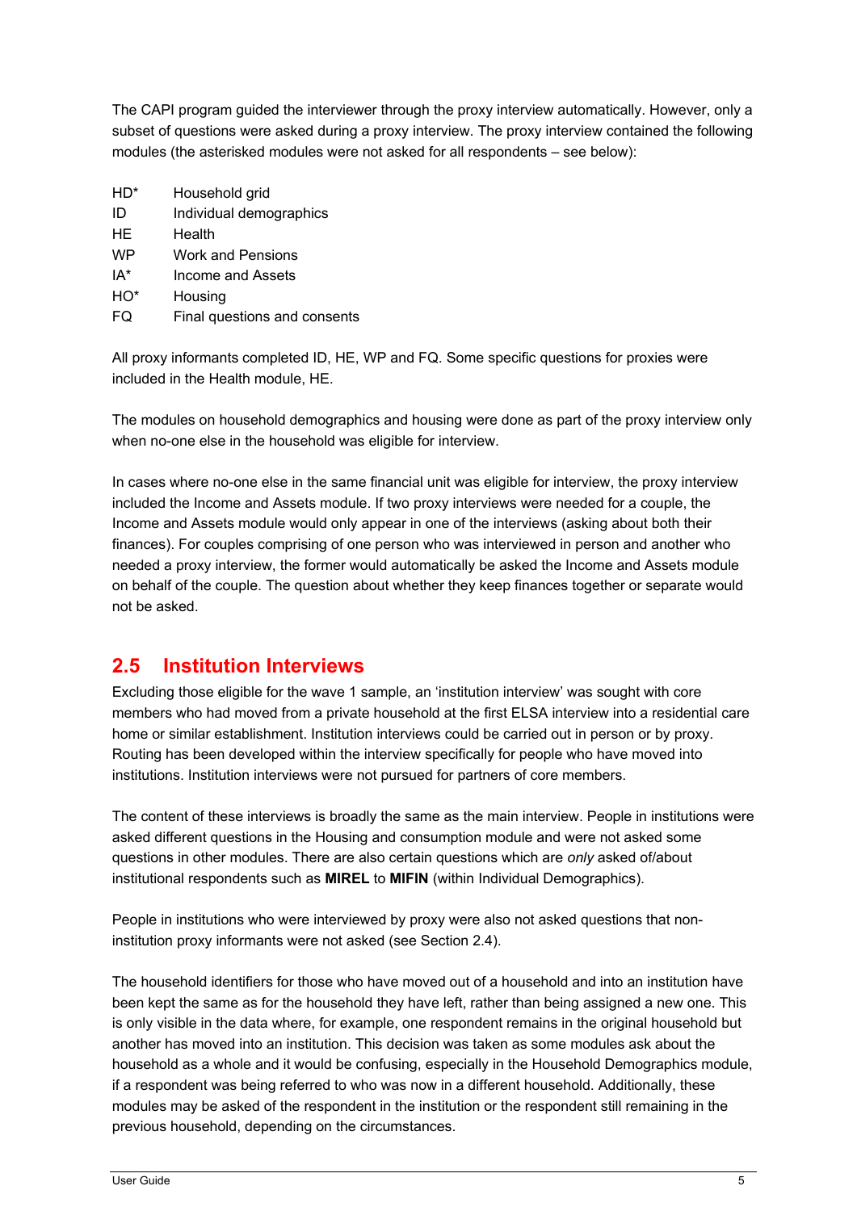The CAPI program guided the interviewer through the proxy interview automatically. However, only a subset of questions were asked during a proxy interview. The proxy interview contained the following modules (the asterisked modules were not asked for all respondents – see below):

| | |
|---|---|
| HD* | Household grid |
| ID | Individual demographics |
| HE | Health |
| WP | Work and Pensions |
| IA* | Income and Assets |
| HO* | Housing |
| FQ | Final questions and consents |

All proxy informants completed ID, HE, WP and FQ. Some specific questions for proxies were included in the Health module, HE.

The modules on household demographics and housing were done as part of the proxy interview only when no-one else in the household was eligible for interview.

In cases where no-one else in the same financial unit was eligible for interview, the proxy interview included the Income and Assets module. If two proxy interviews were needed for a couple, the Income and Assets module would only appear in one of the interviews (asking about both their finances). For couples comprising of one person who was interviewed in person and another who needed a proxy interview, the former would automatically be asked the Income and Assets module on behalf of the couple. The question about whether they keep finances together or separate would not be asked.

## 2.5 Institution Interviews

Excluding those eligible for the wave 1 sample, an 'institution interview' was sought with core members who had moved from a private household at the first ELSA interview into a residential care home or similar establishment. Institution interviews could be carried out in person or by proxy. Routing has been developed within the interview specifically for people who have moved into institutions. Institution interviews were not pursued for partners of core members.

The content of these interviews is broadly the same as the main interview. People in institutions were asked different questions in the Housing and consumption module and were not asked some questions in other modules. There are also certain questions which are *only* asked of/about institutional respondents such as **MIREL** to **MIFIN** (within Individual Demographics).

People in institutions who were interviewed by proxy were also not asked questions that non-institution proxy informants were not asked (see Section 2.4).

The household identifiers for those who have moved out of a household and into an institution have been kept the same as for the household they have left, rather than being assigned a new one. This is only visible in the data where, for example, one respondent remains in the original household but another has moved into an institution. This decision was taken as some modules ask about the household as a whole and it would be confusing, especially in the Household Demographics module, if a respondent was being referred to who was now in a different household. Additionally, these modules may be asked of the respondent in the institution or the respondent still remaining in the previous household, depending on the circumstances.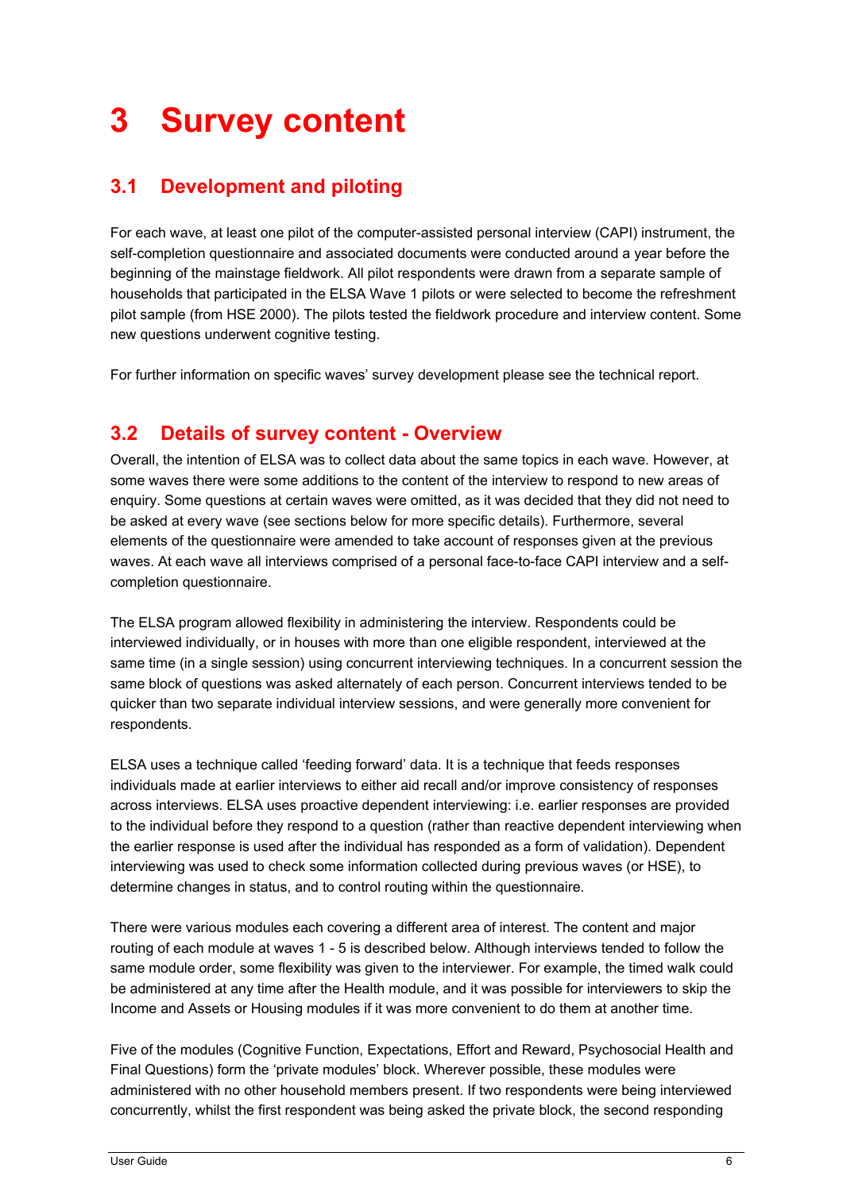# 3 Survey content

## 3.1 Development and piloting

For each wave, at least one pilot of the computer-assisted personal interview (CAPI) instrument, the self-completion questionnaire and associated documents were conducted around a year before the beginning of the mainstage fieldwork. All pilot respondents were drawn from a separate sample of households that participated in the ELSA Wave 1 pilots or were selected to become the refreshment pilot sample (from HSE 2000). The pilots tested the fieldwork procedure and interview content. Some new questions underwent cognitive testing.

For further information on specific waves' survey development please see the technical report.

## 3.2 Details of survey content - Overview

Overall, the intention of ELSA was to collect data about the same topics in each wave. However, at some waves there were some additions to the content of the interview to respond to new areas of enquiry. Some questions at certain waves were omitted, as it was decided that they did not need to be asked at every wave (see sections below for more specific details). Furthermore, several elements of the questionnaire were amended to take account of responses given at the previous waves. At each wave all interviews comprised of a personal face-to-face CAPI interview and a self-completion questionnaire.

The ELSA program allowed flexibility in administering the interview. Respondents could be interviewed individually, or in houses with more than one eligible respondent, interviewed at the same time (in a single session) using concurrent interviewing techniques. In a concurrent session the same block of questions was asked alternately of each person. Concurrent interviews tended to be quicker than two separate individual interview sessions, and were generally more convenient for respondents.

ELSA uses a technique called 'feeding forward' data. It is a technique that feeds responses individuals made at earlier interviews to either aid recall and/or improve consistency of responses across interviews. ELSA uses proactive dependent interviewing: i.e. earlier responses are provided to the individual before they respond to a question (rather than reactive dependent interviewing when the earlier response is used after the individual has responded as a form of validation). Dependent interviewing was used to check some information collected during previous waves (or HSE), to determine changes in status, and to control routing within the questionnaire.

There were various modules each covering a different area of interest. The content and major routing of each module at waves 1 - 5 is described below. Although interviews tended to follow the same module order, some flexibility was given to the interviewer. For example, the timed walk could be administered at any time after the Health module, and it was possible for interviewers to skip the Income and Assets or Housing modules if it was more convenient to do them at another time.

Five of the modules (Cognitive Function, Expectations, Effort and Reward, Psychosocial Health and Final Questions) form the 'private modules' block. Wherever possible, these modules were administered with no other household members present. If two respondents were being interviewed concurrently, whilst the first respondent was being asked the private block, the second responding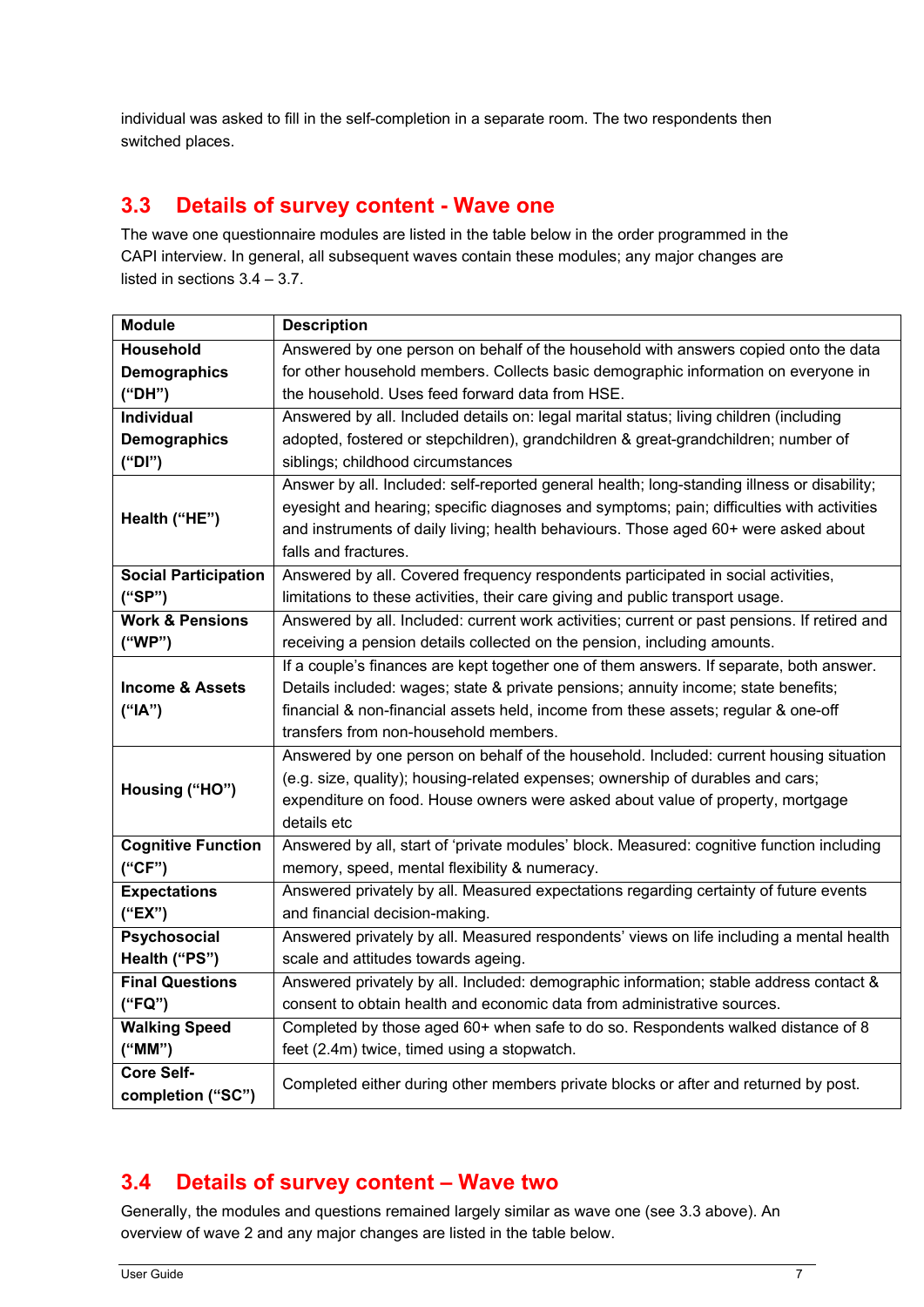individual was asked to fill in the self-completion in a separate room. The two respondents then switched places.

## 3.3 Details of survey content - Wave one

The wave one questionnaire modules are listed in the table below in the order programmed in the CAPI interview. In general, all subsequent waves contain these modules; any major changes are listed in sections 3.4 – 3.7.

| Module | Description |
|---|---|
| **Household Demographics ("DH")** | Answered by one person on behalf of the household with answers copied onto the data for other household members. Collects basic demographic information on everyone in the household. Uses feed forward data from HSE. |
| **Individual Demographics ("DI")** | Answered by all. Included details on: legal marital status; living children (including adopted, fostered or stepchildren), grandchildren & great-grandchildren; number of siblings; childhood circumstances |
| **Health ("HE")** | Answer by all. Included: self-reported general health; long-standing illness or disability; eyesight and hearing; specific diagnoses and symptoms; pain; difficulties with activities and instruments of daily living; health behaviours. Those aged 60+ were asked about falls and fractures. |
| **Social Participation ("SP")** | Answered by all. Covered frequency respondents participated in social activities, limitations to these activities, their care giving and public transport usage. |
| **Work & Pensions ("WP")** | Answered by all. Included: current work activities; current or past pensions. If retired and receiving a pension details collected on the pension, including amounts. |
| **Income & Assets ("IA")** | If a couple's finances are kept together one of them answers. If separate, both answer. Details included: wages; state & private pensions; annuity income; state benefits; financial & non-financial assets held, income from these assets; regular & one-off transfers from non-household members. |
| **Housing ("HO")** | Answered by one person on behalf of the household. Included: current housing situation (e.g. size, quality); housing-related expenses; ownership of durables and cars; expenditure on food. House owners were asked about value of property, mortgage details etc |
| **Cognitive Function ("CF")** | Answered by all, start of 'private modules' block. Measured: cognitive function including memory, speed, mental flexibility & numeracy. |
| **Expectations ("EX")** | Answered privately by all. Measured expectations regarding certainty of future events and financial decision-making. |
| **Psychosocial Health ("PS")** | Answered privately by all. Measured respondents' views on life including a mental health scale and attitudes towards ageing. |
| **Final Questions ("FQ")** | Answered privately by all. Included: demographic information; stable address contact & consent to obtain health and economic data from administrative sources. |
| **Walking Speed ("MM")** | Completed by those aged 60+ when safe to do so. Respondents walked distance of 8 feet (2.4m) twice, timed using a stopwatch. |
| **Core Self-completion ("SC")** | Completed either during other members private blocks or after and returned by post. |

## 3.4 Details of survey content – Wave two

Generally, the modules and questions remained largely similar as wave one (see 3.3 above). An overview of wave 2 and any major changes are listed in the table below.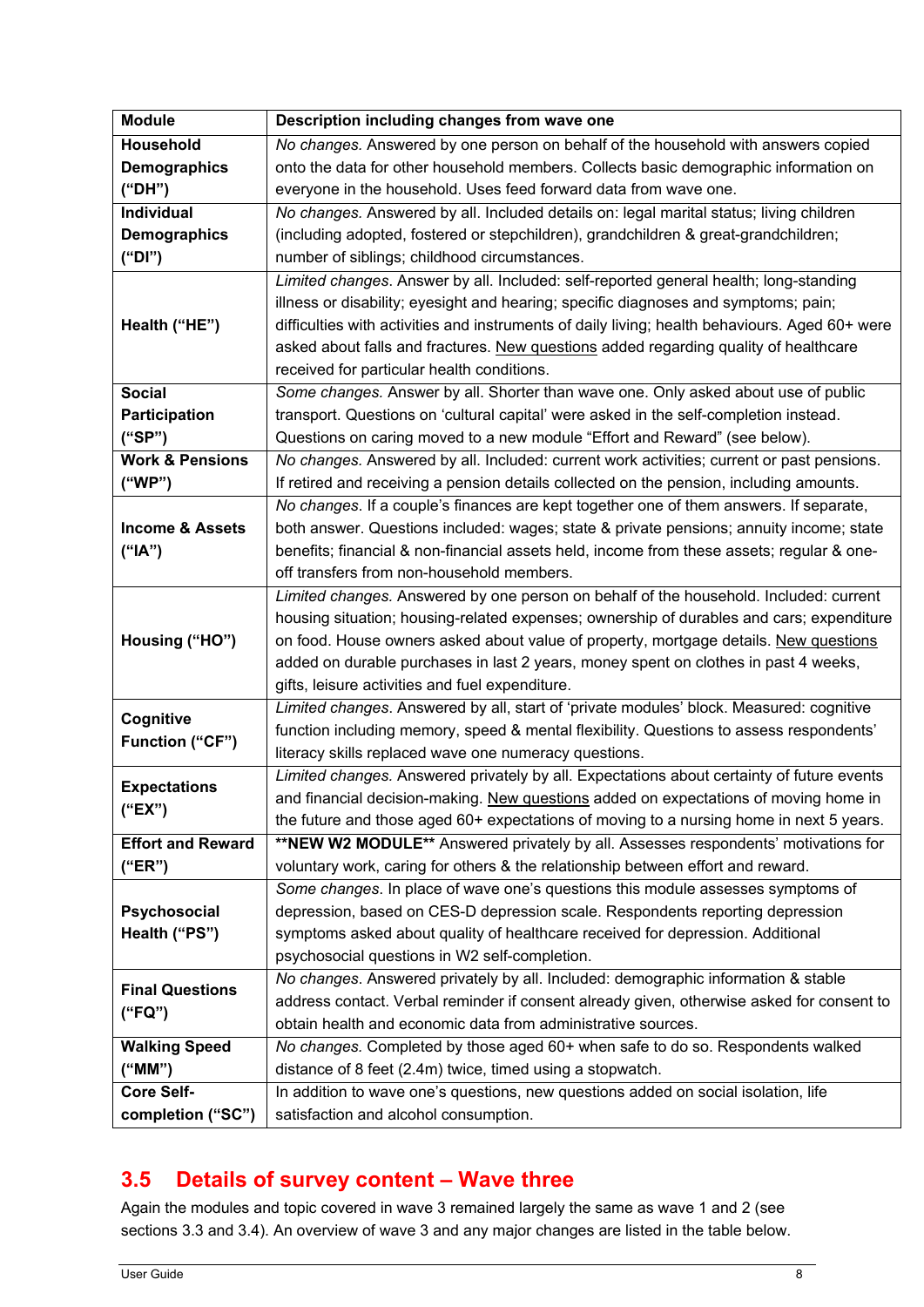| Module | Description including changes from wave one |
|---|---|
| **Household Demographics ("DH")** | *No changes.* Answered by one person on behalf of the household with answers copied onto the data for other household members. Collects basic demographic information on everyone in the household. Uses feed forward data from wave one. |
| **Individual Demographics ("DI")** | *No changes.* Answered by all. Included details on: legal marital status; living children (including adopted, fostered or stepchildren), grandchildren & great-grandchildren; number of siblings; childhood circumstances. |
| **Health ("HE")** | *Limited changes*. Answer by all. Included: self-reported general health; long-standing illness or disability; eyesight and hearing; specific diagnoses and symptoms; pain; difficulties with activities and instruments of daily living; health behaviours. Aged 60+ were asked about falls and fractures. <u>New questions</u> added regarding quality of healthcare received for particular health conditions. |
| **Social Participation ("SP")** | *Some changes.* Answer by all. Shorter than wave one. Only asked about use of public transport. Questions on 'cultural capital' were asked in the self-completion instead. Questions on caring moved to a new module "Effort and Reward" (see below). |
| **Work & Pensions ("WP")** | *No changes.* Answered by all. Included: current work activities; current or past pensions. If retired and receiving a pension details collected on the pension, including amounts. |
| **Income & Assets ("IA")** | *No changes*. If a couple's finances are kept together one of them answers. If separate, both answer. Questions included: wages; state & private pensions; annuity income; state benefits; financial & non-financial assets held, income from these assets; regular & one-off transfers from non-household members. |
| **Housing ("HO")** | *Limited changes.* Answered by one person on behalf of the household. Included: current housing situation; housing-related expenses; ownership of durables and cars; expenditure on food. House owners asked about value of property, mortgage details. <u>New questions</u> added on durable purchases in last 2 years, money spent on clothes in past 4 weeks, gifts, leisure activities and fuel expenditure. |
| **Cognitive Function ("CF")** | *Limited changes*. Answered by all, start of 'private modules' block. Measured: cognitive function including memory, speed & mental flexibility. Questions to assess respondents' literacy skills replaced wave one numeracy questions. |
| **Expectations ("EX")** | *Limited changes.* Answered privately by all. Expectations about certainty of future events and financial decision-making. <u>New questions</u> added on expectations of moving home in the future and those aged 60+ expectations of moving to a nursing home in next 5 years. |
| **Effort and Reward ("ER")** | **\*\*NEW W2 MODULE\*\*** Answered privately by all. Assesses respondents' motivations for voluntary work, caring for others & the relationship between effort and reward. |
| **Psychosocial Health ("PS")** | *Some changes*. In place of wave one's questions this module assesses symptoms of depression, based on CES-D depression scale. Respondents reporting depression symptoms asked about quality of healthcare received for depression. Additional psychosocial questions in W2 self-completion. |
| **Final Questions ("FQ")** | *No changes*. Answered privately by all. Included: demographic information & stable address contact. Verbal reminder if consent already given, otherwise asked for consent to obtain health and economic data from administrative sources. |
| **Walking Speed ("MM")** | *No changes.* Completed by those aged 60+ when safe to do so. Respondents walked distance of 8 feet (2.4m) twice, timed using a stopwatch. |
| **Core Self-completion ("SC")** | In addition to wave one's questions, new questions added on social isolation, life satisfaction and alcohol consumption. |

## 3.5 Details of survey content – Wave three

Again the modules and topic covered in wave 3 remained largely the same as wave 1 and 2 (see sections 3.3 and 3.4). An overview of wave 3 and any major changes are listed in the table below.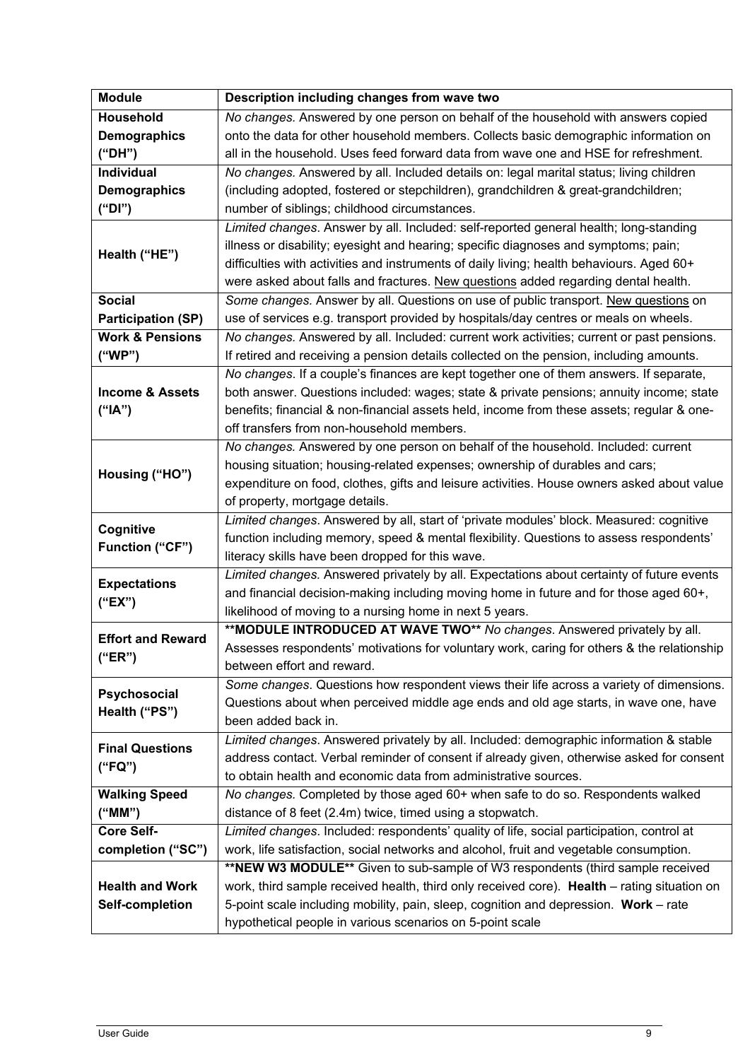| Module | Description including changes from wave two |
|---|---|
| **Household Demographics ("DH")** | *No changes.* Answered by one person on behalf of the household with answers copied onto the data for other household members. Collects basic demographic information on all in the household. Uses feed forward data from wave one and HSE for refreshment. |
| **Individual Demographics ("DI")** | *No changes.* Answered by all. Included details on: legal marital status; living children (including adopted, fostered or stepchildren), grandchildren & great-grandchildren; number of siblings; childhood circumstances. |
| **Health ("HE")** | *Limited changes*. Answer by all. Included: self-reported general health; long-standing illness or disability; eyesight and hearing; specific diagnoses and symptoms; pain; difficulties with activities and instruments of daily living; health behaviours. Aged 60+ were asked about falls and fractures. New questions added regarding dental health. |
| **Social Participation (SP)** | *Some changes.* Answer by all. Questions on use of public transport. New questions on use of services e.g. transport provided by hospitals/day centres or meals on wheels. |
| **Work & Pensions ("WP")** | *No changes.* Answered by all. Included: current work activities; current or past pensions. If retired and receiving a pension details collected on the pension, including amounts. |
| **Income & Assets ("IA")** | *No changes*. If a couple's finances are kept together one of them answers. If separate, both answer. Questions included: wages; state & private pensions; annuity income; state benefits; financial & non-financial assets held, income from these assets; regular & one-off transfers from non-household members. |
| **Housing ("HO")** | *No changes.* Answered by one person on behalf of the household. Included: current housing situation; housing-related expenses; ownership of durables and cars; expenditure on food, clothes, gifts and leisure activities. House owners asked about value of property, mortgage details. |
| **Cognitive Function ("CF")** | *Limited changes*. Answered by all, start of 'private modules' block. Measured: cognitive function including memory, speed & mental flexibility. Questions to assess respondents' literacy skills have been dropped for this wave. |
| **Expectations ("EX")** | *Limited changes.* Answered privately by all. Expectations about certainty of future events and financial decision-making including moving home in future and for those aged 60+, likelihood of moving to a nursing home in next 5 years. |
| **Effort and Reward ("ER")** | **\*\*MODULE INTRODUCED AT WAVE TWO\*\*** *No changes*. Answered privately by all. Assesses respondents' motivations for voluntary work, caring for others & the relationship between effort and reward. |
| **Psychosocial Health ("PS")** | *Some changes*. Questions how respondent views their life across a variety of dimensions. Questions about when perceived middle age ends and old age starts, in wave one, have been added back in. |
| **Final Questions ("FQ")** | *Limited changes*. Answered privately by all. Included: demographic information & stable address contact. Verbal reminder of consent if already given, otherwise asked for consent to obtain health and economic data from administrative sources. |
| **Walking Speed ("MM")** | *No changes.* Completed by those aged 60+ when safe to do so. Respondents walked distance of 8 feet (2.4m) twice, timed using a stopwatch. |
| **Core Self-completion ("SC")** | *Limited changes*. Included: respondents' quality of life, social participation, control at work, life satisfaction, social networks and alcohol, fruit and vegetable consumption. |
| **Health and Work Self-completion** | **\*\*NEW W3 MODULE\*\*** Given to sub-sample of W3 respondents (third sample received work, third sample received health, third only received core). **Health** – rating situation on 5-point scale including mobility, pain, sleep, cognition and depression. **Work** – rate hypothetical people in various scenarios on 5-point scale |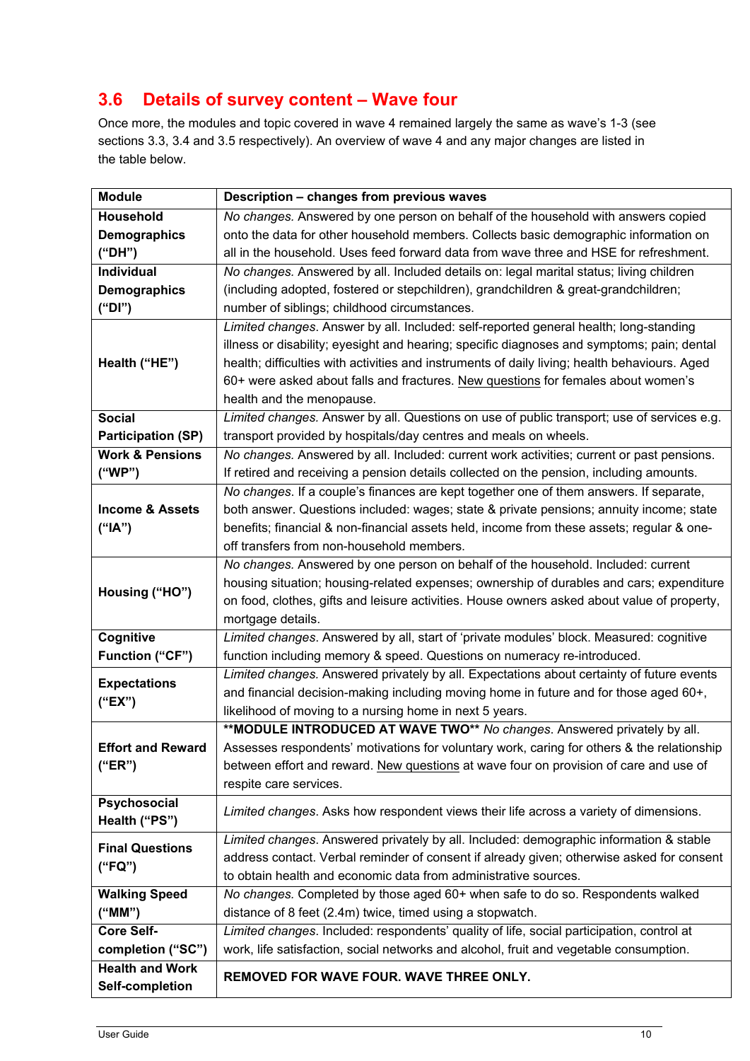## 3.6 Details of survey content – Wave four

Once more, the modules and topic covered in wave 4 remained largely the same as wave's 1-3 (see sections 3.3, 3.4 and 3.5 respectively). An overview of wave 4 and any major changes are listed in the table below.

| Module | Description – changes from previous waves |
|---|---|
| **Household Demographics ("DH")** | *No changes.* Answered by one person on behalf of the household with answers copied onto the data for other household members. Collects basic demographic information on all in the household. Uses feed forward data from wave three and HSE for refreshment. |
| **Individual Demographics ("DI")** | *No changes.* Answered by all. Included details on: legal marital status; living children (including adopted, fostered or stepchildren), grandchildren & great-grandchildren; number of siblings; childhood circumstances. |
| **Health ("HE")** | *Limited changes.* Answer by all. Included: self-reported general health; long-standing illness or disability; eyesight and hearing; specific diagnoses and symptoms; pain; dental health; difficulties with activities and instruments of daily living; health behaviours. Aged 60+ were asked about falls and fractures. New questions for females about women's health and the menopause. |
| **Social Participation (SP)** | *Limited changes.* Answer by all. Questions on use of public transport; use of services e.g. transport provided by hospitals/day centres and meals on wheels. |
| **Work & Pensions ("WP")** | *No changes.* Answered by all. Included: current work activities; current or past pensions. If retired and receiving a pension details collected on the pension, including amounts. |
| **Income & Assets ("IA")** | *No changes.* If a couple's finances are kept together one of them answers. If separate, both answer. Questions included: wages; state & private pensions; annuity income; state benefits; financial & non-financial assets held, income from these assets; regular & one-off transfers from non-household members. |
| **Housing ("HO")** | *No changes.* Answered by one person on behalf of the household. Included: current housing situation; housing-related expenses; ownership of durables and cars; expenditure on food, clothes, gifts and leisure activities. House owners asked about value of property, mortgage details. |
| **Cognitive Function ("CF")** | *Limited changes.* Answered by all, start of 'private modules' block. Measured: cognitive function including memory & speed. Questions on numeracy re-introduced. |
| **Expectations ("EX")** | *Limited changes.* Answered privately by all. Expectations about certainty of future events and financial decision-making including moving home in future and for those aged 60+, likelihood of moving to a nursing home in next 5 years. |
| **Effort and Reward ("ER")** | **\*\*MODULE INTRODUCED AT WAVE TWO\*\*** *No changes.* Answered privately by all. Assesses respondents' motivations for voluntary work, caring for others & the relationship between effort and reward. New questions at wave four on provision of care and use of respite care services. |
| **Psychosocial Health ("PS")** | *Limited changes.* Asks how respondent views their life across a variety of dimensions. |
| **Final Questions ("FQ")** | *Limited changes.* Answered privately by all. Included: demographic information & stable address contact. Verbal reminder of consent if already given; otherwise asked for consent to obtain health and economic data from administrative sources. |
| **Walking Speed ("MM")** | *No changes.* Completed by those aged 60+ when safe to do so. Respondents walked distance of 8 feet (2.4m) twice, timed using a stopwatch. |
| **Core Self-completion ("SC")** | *Limited changes.* Included: respondents' quality of life, social participation, control at work, life satisfaction, social networks and alcohol, fruit and vegetable consumption. |
| **Health and Work Self-completion** | **REMOVED FOR WAVE FOUR. WAVE THREE ONLY.** |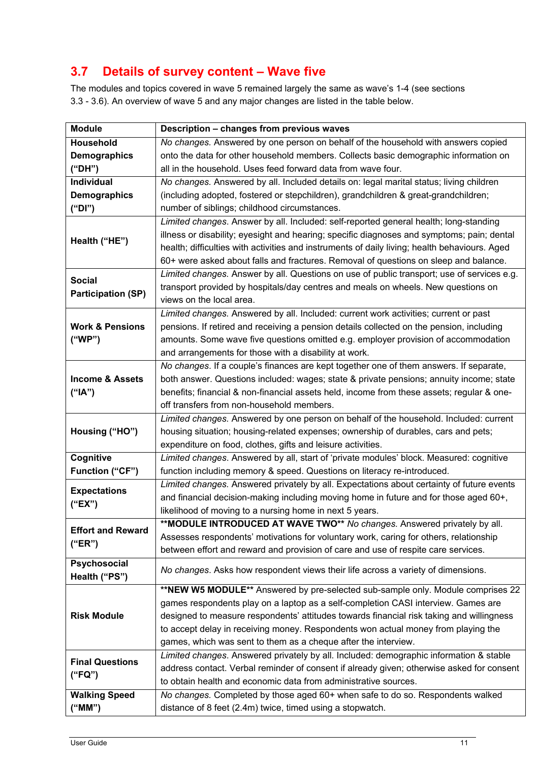## 3.7 Details of survey content – Wave five

The modules and topics covered in wave 5 remained largely the same as wave's 1-4 (see sections 3.3 - 3.6). An overview of wave 5 and any major changes are listed in the table below.

| **Module** | **Description – changes from previous waves** |
|---|---|
| **Household Demographics ("DH")** | *No changes.* Answered by one person on behalf of the household with answers copied onto the data for other household members. Collects basic demographic information on all in the household. Uses feed forward data from wave four. |
| **Individual Demographics ("DI")** | *No changes.* Answered by all. Included details on: legal marital status; living children (including adopted, fostered or stepchildren), grandchildren & great-grandchildren; number of siblings; childhood circumstances. |
| **Health ("HE")** | *Limited changes.* Answer by all. Included: self-reported general health; long-standing illness or disability; eyesight and hearing; specific diagnoses and symptoms; pain; dental health; difficulties with activities and instruments of daily living; health behaviours. Aged 60+ were asked about falls and fractures. Removal of questions on sleep and balance. |
| **Social Participation (SP)** | *Limited changes.* Answer by all. Questions on use of public transport; use of services e.g. transport provided by hospitals/day centres and meals on wheels. New questions on views on the local area. |
| **Work & Pensions ("WP")** | *Limited changes.* Answered by all. Included: current work activities; current or past pensions. If retired and receiving a pension details collected on the pension, including amounts. Some wave five questions omitted e.g. employer provision of accommodation and arrangements for those with a disability at work. |
| **Income & Assets ("IA")** | *No changes.* If a couple's finances are kept together one of them answers. If separate, both answer. Questions included: wages; state & private pensions; annuity income; state benefits; financial & non-financial assets held, income from these assets; regular & one-off transfers from non-household members. |
| **Housing ("HO")** | *Limited changes.* Answered by one person on behalf of the household. Included: current housing situation; housing-related expenses; ownership of durables, cars and pets; expenditure on food, clothes, gifts and leisure activities. |
| **Cognitive Function ("CF")** | *Limited changes.* Answered by all, start of 'private modules' block. Measured: cognitive function including memory & speed. Questions on literacy re-introduced. |
| **Expectations ("EX")** | *Limited changes.* Answered privately by all. Expectations about certainty of future events and financial decision-making including moving home in future and for those aged 60+, likelihood of moving to a nursing home in next 5 years. |
| **Effort and Reward ("ER")** | **\*\*MODULE INTRODUCED AT WAVE TWO\*\*** *No changes.* Answered privately by all. Assesses respondents' motivations for voluntary work, caring for others, relationship between effort and reward and provision of care and use of respite care services. |
| **Psychosocial Health ("PS")** | *No changes*. Asks how respondent views their life across a variety of dimensions. |
| **Risk Module** | **\*\*NEW W5 MODULE\*\*** Answered by pre-selected sub-sample only. Module comprises 22 games respondents play on a laptop as a self-completion CASI interview. Games are designed to measure respondents' attitudes towards financial risk taking and willingness to accept delay in receiving money. Respondents won actual money from playing the games, which was sent to them as a cheque after the interview. |
| **Final Questions ("FQ")** | *Limited changes.* Answered privately by all. Included: demographic information & stable address contact. Verbal reminder of consent if already given; otherwise asked for consent to obtain health and economic data from administrative sources. |
| **Walking Speed ("MM")** | *No changes.* Completed by those aged 60+ when safe to do so. Respondents walked distance of 8 feet (2.4m) twice, timed using a stopwatch. |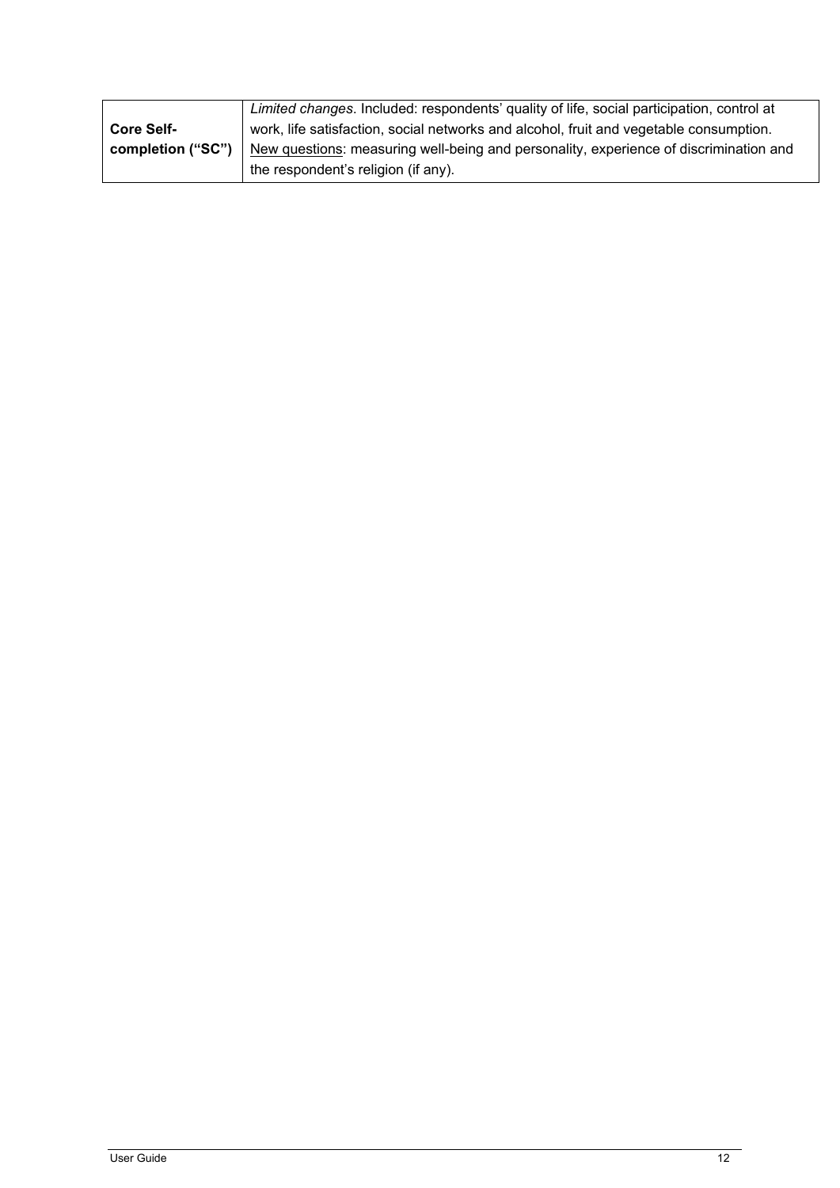| | |
|---|---|
| **Core Self-completion ("SC")** | *Limited changes*. Included: respondents' quality of life, social participation, control at work, life satisfaction, social networks and alcohol, fruit and vegetable consumption. New questions: measuring well-being and personality, experience of discrimination and the respondent's religion (if any). |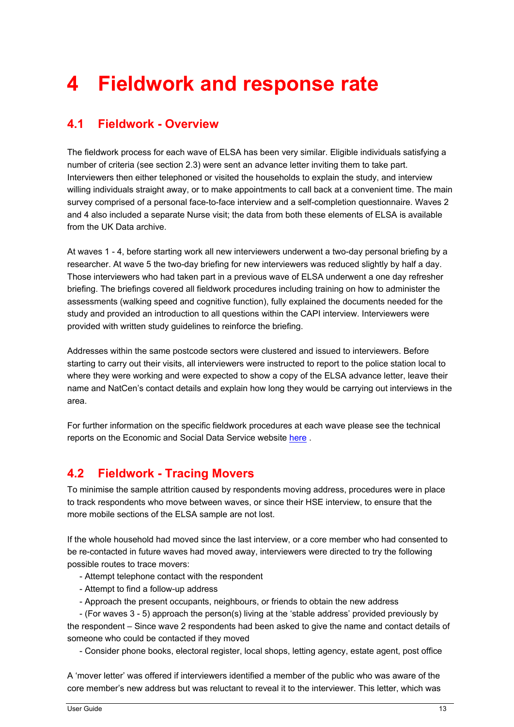# 4 Fieldwork and response rate

## 4.1 Fieldwork - Overview

The fieldwork process for each wave of ELSA has been very similar. Eligible individuals satisfying a number of criteria (see section 2.3) were sent an advance letter inviting them to take part. Interviewers then either telephoned or visited the households to explain the study, and interview willing individuals straight away, or to make appointments to call back at a convenient time. The main survey comprised of a personal face-to-face interview and a self-completion questionnaire. Waves 2 and 4 also included a separate Nurse visit; the data from both these elements of ELSA is available from the UK Data archive.

At waves 1 - 4, before starting work all new interviewers underwent a two-day personal briefing by a researcher. At wave 5 the two-day briefing for new interviewers was reduced slightly by half a day. Those interviewers who had taken part in a previous wave of ELSA underwent a one day refresher briefing. The briefings covered all fieldwork procedures including training on how to administer the assessments (walking speed and cognitive function), fully explained the documents needed for the study and provided an introduction to all questions within the CAPI interview. Interviewers were provided with written study guidelines to reinforce the briefing.

Addresses within the same postcode sectors were clustered and issued to interviewers. Before starting to carry out their visits, all interviewers were instructed to report to the police station local to where they were working and were expected to show a copy of the ELSA advance letter, leave their name and NatCen's contact details and explain how long they would be carrying out interviews in the area.

For further information on the specific fieldwork procedures at each wave please see the technical reports on the Economic and Social Data Service website here .

## 4.2 Fieldwork - Tracing Movers

To minimise the sample attrition caused by respondents moving address, procedures were in place to track respondents who move between waves, or since their HSE interview, to ensure that the more mobile sections of the ELSA sample are not lost.

If the whole household had moved since the last interview, or a core member who had consented to be re-contacted in future waves had moved away, interviewers were directed to try the following possible routes to trace movers:

- Attempt telephone contact with the respondent
- Attempt to find a follow-up address
- Approach the present occupants, neighbours, or friends to obtain the new address
- (For waves 3 - 5) approach the person(s) living at the 'stable address' provided previously by the respondent – Since wave 2 respondents had been asked to give the name and contact details of someone who could be contacted if they moved
- Consider phone books, electoral register, local shops, letting agency, estate agent, post office

A 'mover letter' was offered if interviewers identified a member of the public who was aware of the core member's new address but was reluctant to reveal it to the interviewer. This letter, which was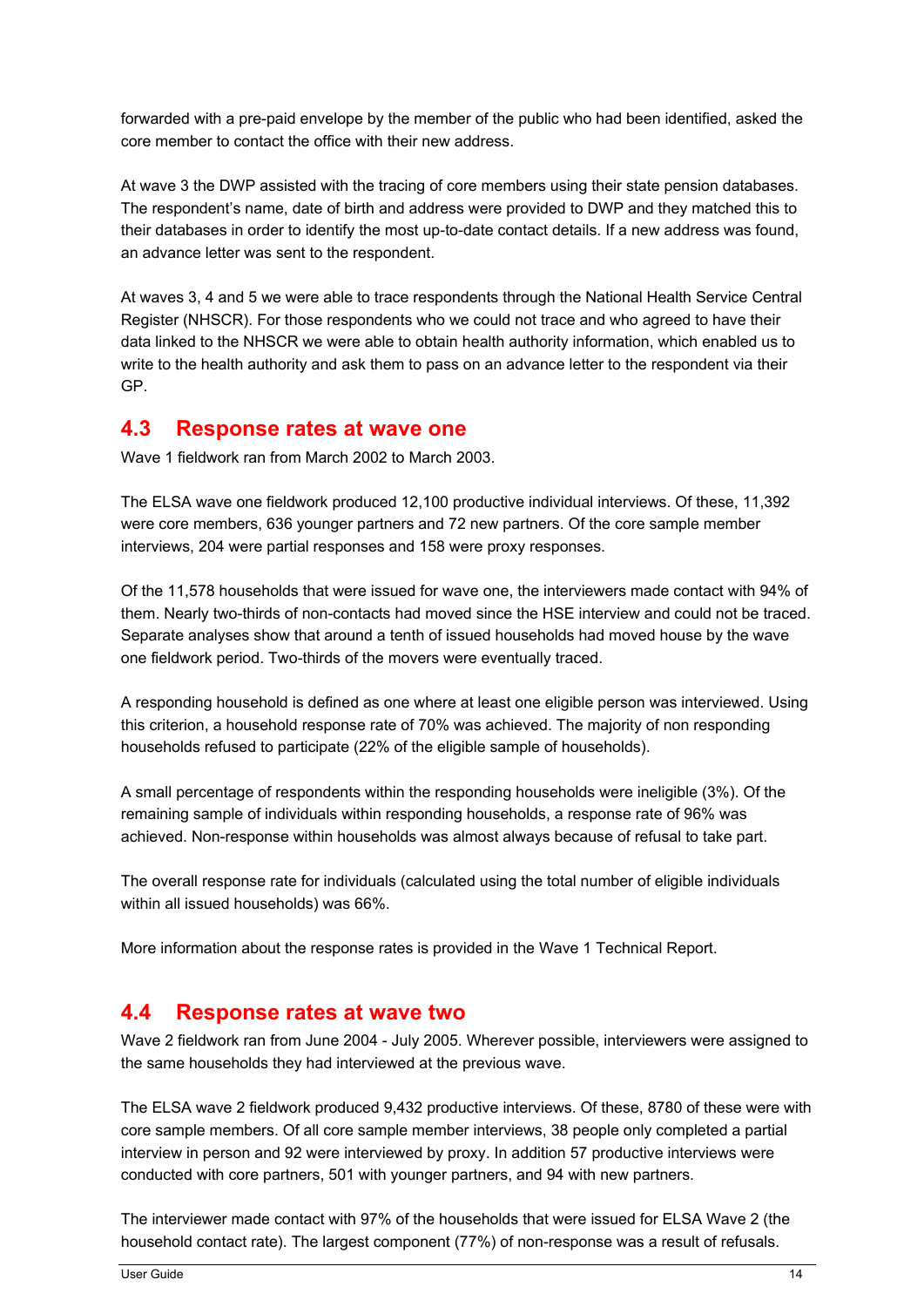forwarded with a pre-paid envelope by the member of the public who had been identified, asked the core member to contact the office with their new address.

At wave 3 the DWP assisted with the tracing of core members using their state pension databases. The respondent's name, date of birth and address were provided to DWP and they matched this to their databases in order to identify the most up-to-date contact details. If a new address was found, an advance letter was sent to the respondent.

At waves 3, 4 and 5 we were able to trace respondents through the National Health Service Central Register (NHSCR). For those respondents who we could not trace and who agreed to have their data linked to the NHSCR we were able to obtain health authority information, which enabled us to write to the health authority and ask them to pass on an advance letter to the respondent via their GP.

## 4.3 Response rates at wave one

Wave 1 fieldwork ran from March 2002 to March 2003.

The ELSA wave one fieldwork produced 12,100 productive individual interviews. Of these, 11,392 were core members, 636 younger partners and 72 new partners. Of the core sample member interviews, 204 were partial responses and 158 were proxy responses.

Of the 11,578 households that were issued for wave one, the interviewers made contact with 94% of them. Nearly two-thirds of non-contacts had moved since the HSE interview and could not be traced. Separate analyses show that around a tenth of issued households had moved house by the wave one fieldwork period. Two-thirds of the movers were eventually traced.

A responding household is defined as one where at least one eligible person was interviewed. Using this criterion, a household response rate of 70% was achieved. The majority of non responding households refused to participate (22% of the eligible sample of households).

A small percentage of respondents within the responding households were ineligible (3%). Of the remaining sample of individuals within responding households, a response rate of 96% was achieved. Non-response within households was almost always because of refusal to take part.

The overall response rate for individuals (calculated using the total number of eligible individuals within all issued households) was 66%.

More information about the response rates is provided in the Wave 1 Technical Report.

## 4.4 Response rates at wave two

Wave 2 fieldwork ran from June 2004 - July 2005. Wherever possible, interviewers were assigned to the same households they had interviewed at the previous wave.

The ELSA wave 2 fieldwork produced 9,432 productive interviews. Of these, 8780 of these were with core sample members. Of all core sample member interviews, 38 people only completed a partial interview in person and 92 were interviewed by proxy. In addition 57 productive interviews were conducted with core partners, 501 with younger partners, and 94 with new partners.

The interviewer made contact with 97% of the households that were issued for ELSA Wave 2 (the household contact rate). The largest component (77%) of non-response was a result of refusals.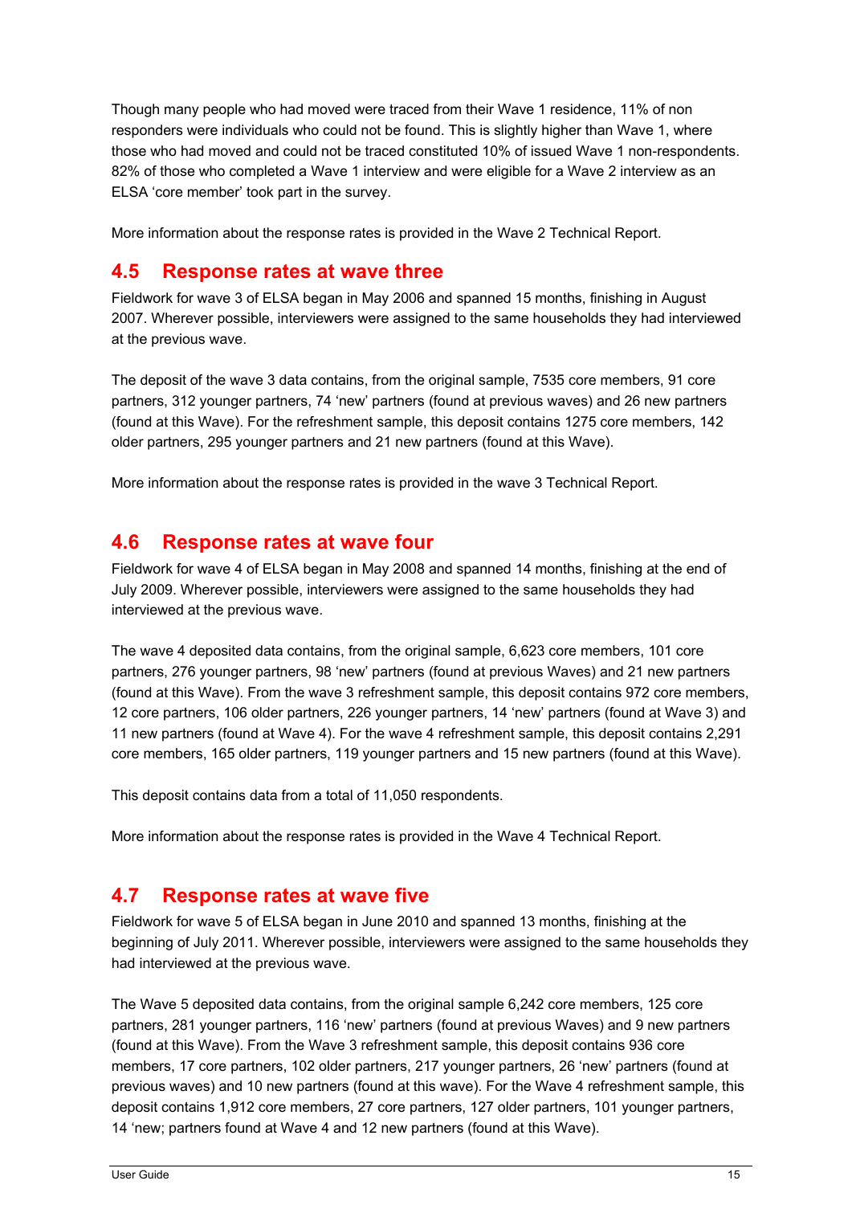Though many people who had moved were traced from their Wave 1 residence, 11% of non responders were individuals who could not be found. This is slightly higher than Wave 1, where those who had moved and could not be traced constituted 10% of issued Wave 1 non-respondents. 82% of those who completed a Wave 1 interview and were eligible for a Wave 2 interview as an ELSA 'core member' took part in the survey.

More information about the response rates is provided in the Wave 2 Technical Report.

## 4.5 Response rates at wave three

Fieldwork for wave 3 of ELSA began in May 2006 and spanned 15 months, finishing in August 2007. Wherever possible, interviewers were assigned to the same households they had interviewed at the previous wave.

The deposit of the wave 3 data contains, from the original sample, 7535 core members, 91 core partners, 312 younger partners, 74 'new' partners (found at previous waves) and 26 new partners (found at this Wave). For the refreshment sample, this deposit contains 1275 core members, 142 older partners, 295 younger partners and 21 new partners (found at this Wave).

More information about the response rates is provided in the wave 3 Technical Report.

## 4.6 Response rates at wave four

Fieldwork for wave 4 of ELSA began in May 2008 and spanned 14 months, finishing at the end of July 2009. Wherever possible, interviewers were assigned to the same households they had interviewed at the previous wave.

The wave 4 deposited data contains, from the original sample, 6,623 core members, 101 core partners, 276 younger partners, 98 'new' partners (found at previous Waves) and 21 new partners (found at this Wave). From the wave 3 refreshment sample, this deposit contains 972 core members, 12 core partners, 106 older partners, 226 younger partners, 14 'new' partners (found at Wave 3) and 11 new partners (found at Wave 4). For the wave 4 refreshment sample, this deposit contains 2,291 core members, 165 older partners, 119 younger partners and 15 new partners (found at this Wave).

This deposit contains data from a total of 11,050 respondents.

More information about the response rates is provided in the Wave 4 Technical Report.

## 4.7 Response rates at wave five

Fieldwork for wave 5 of ELSA began in June 2010 and spanned 13 months, finishing at the beginning of July 2011. Wherever possible, interviewers were assigned to the same households they had interviewed at the previous wave.

The Wave 5 deposited data contains, from the original sample 6,242 core members, 125 core partners, 281 younger partners, 116 'new' partners (found at previous Waves) and 9 new partners (found at this Wave). From the Wave 3 refreshment sample, this deposit contains 936 core members, 17 core partners, 102 older partners, 217 younger partners, 26 'new' partners (found at previous waves) and 10 new partners (found at this wave). For the Wave 4 refreshment sample, this deposit contains 1,912 core members, 27 core partners, 127 older partners, 101 younger partners, 14 'new; partners found at Wave 4 and 12 new partners (found at this Wave).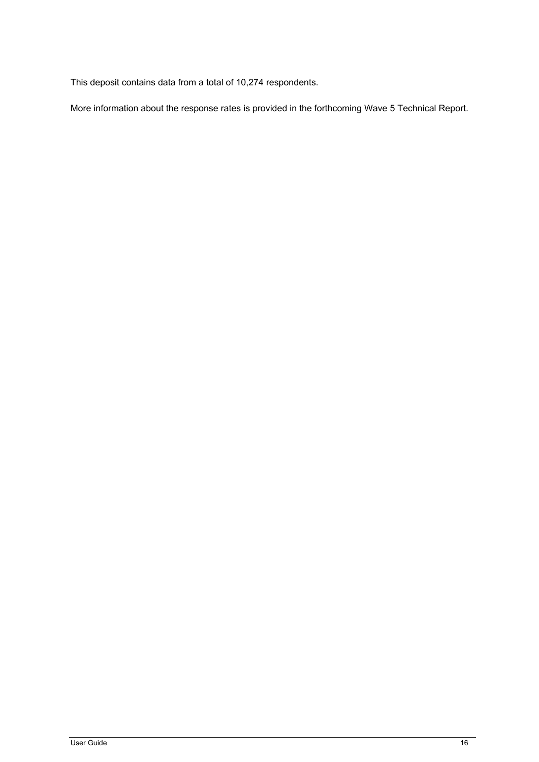This deposit contains data from a total of 10,274 respondents.

More information about the response rates is provided in the forthcoming Wave 5 Technical Report.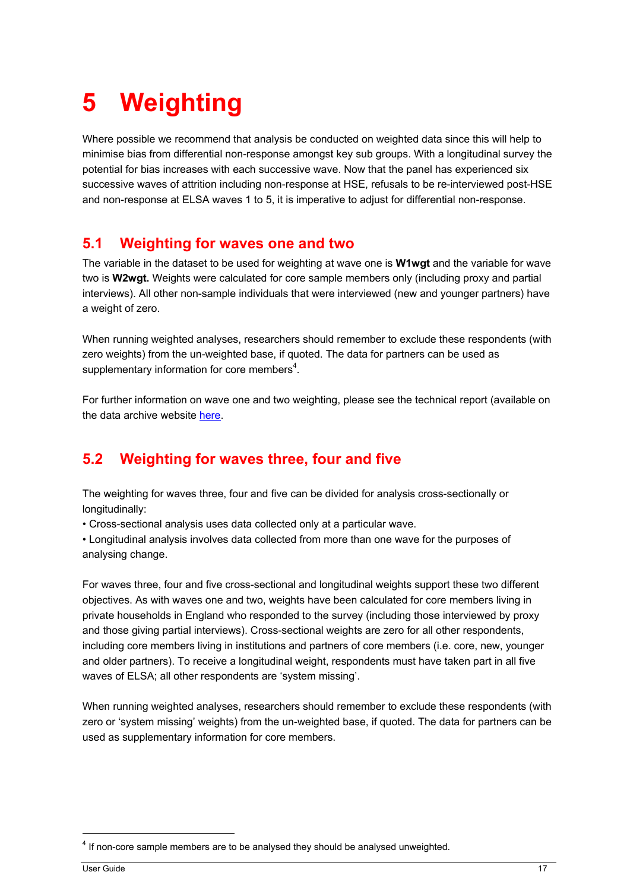# 5 Weighting

Where possible we recommend that analysis be conducted on weighted data since this will help to minimise bias from differential non-response amongst key sub groups. With a longitudinal survey the potential for bias increases with each successive wave. Now that the panel has experienced six successive waves of attrition including non-response at HSE, refusals to be re-interviewed post-HSE and non-response at ELSA waves 1 to 5, it is imperative to adjust for differential non-response.

## 5.1 Weighting for waves one and two

The variable in the dataset to be used for weighting at wave one is **W1wgt** and the variable for wave two is **W2wgt.** Weights were calculated for core sample members only (including proxy and partial interviews). All other non-sample individuals that were interviewed (new and younger partners) have a weight of zero.

When running weighted analyses, researchers should remember to exclude these respondents (with zero weights) from the un-weighted base, if quoted. The data for partners can be used as supplementary information for core members[4].

For further information on wave one and two weighting, please see the technical report (available on the data archive website here.

## 5.2 Weighting for waves three, four and five

The weighting for waves three, four and five can be divided for analysis cross-sectionally or longitudinally:

- Cross-sectional analysis uses data collected only at a particular wave.
- Longitudinal analysis involves data collected from more than one wave for the purposes of analysing change.

For waves three, four and five cross-sectional and longitudinal weights support these two different objectives. As with waves one and two, weights have been calculated for core members living in private households in England who responded to the survey (including those interviewed by proxy and those giving partial interviews). Cross-sectional weights are zero for all other respondents, including core members living in institutions and partners of core members (i.e. core, new, younger and older partners). To receive a longitudinal weight, respondents must have taken part in all five waves of ELSA; all other respondents are 'system missing'.

When running weighted analyses, researchers should remember to exclude these respondents (with zero or 'system missing' weights) from the un-weighted base, if quoted. The data for partners can be used as supplementary information for core members.

---

[4] If non-core sample members are to be analysed they should be analysed unweighted.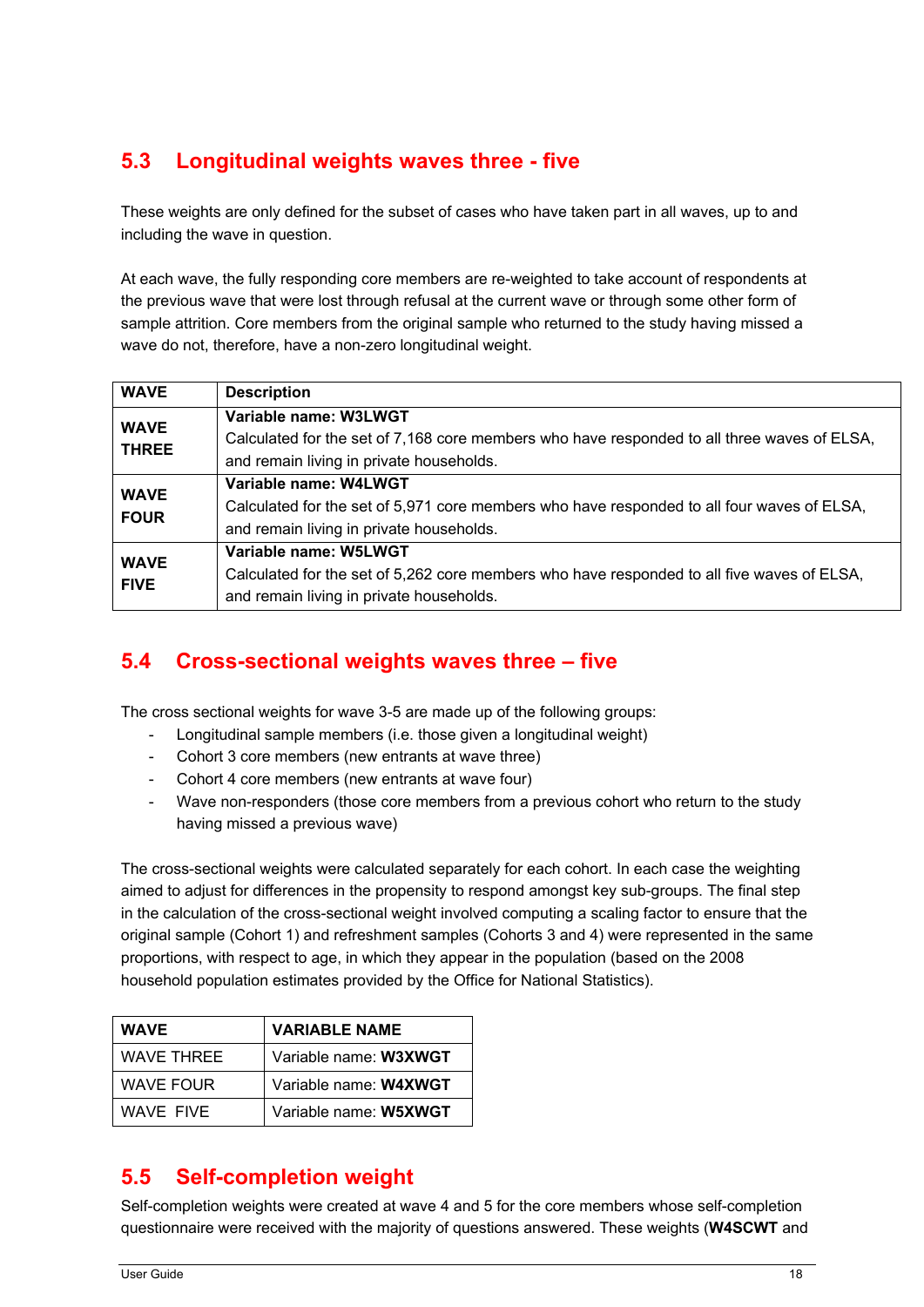## 5.3 Longitudinal weights waves three - five

These weights are only defined for the subset of cases who have taken part in all waves, up to and including the wave in question.

At each wave, the fully responding core members are re-weighted to take account of respondents at the previous wave that were lost through refusal at the current wave or through some other form of sample attrition. Core members from the original sample who returned to the study having missed a wave do not, therefore, have a non-zero longitudinal weight.

| WAVE | Description |
| --- | --- |
| WAVE THREE | **Variable name: W3LWGT**<br>Calculated for the set of 7,168 core members who have responded to all three waves of ELSA, and remain living in private households. |
| WAVE FOUR | **Variable name: W4LWGT**<br>Calculated for the set of 5,971 core members who have responded to all four waves of ELSA, and remain living in private households. |
| WAVE FIVE | **Variable name: W5LWGT**<br>Calculated for the set of 5,262 core members who have responded to all five waves of ELSA, and remain living in private households. |

## 5.4 Cross-sectional weights waves three – five

The cross sectional weights for wave 3-5 are made up of the following groups:

- Longitudinal sample members (i.e. those given a longitudinal weight)
- Cohort 3 core members (new entrants at wave three)
- Cohort 4 core members (new entrants at wave four)
- Wave non-responders (those core members from a previous cohort who return to the study having missed a previous wave)

The cross-sectional weights were calculated separately for each cohort. In each case the weighting aimed to adjust for differences in the propensity to respond amongst key sub-groups. The final step in the calculation of the cross-sectional weight involved computing a scaling factor to ensure that the original sample (Cohort 1) and refreshment samples (Cohorts 3 and 4) were represented in the same proportions, with respect to age, in which they appear in the population (based on the 2008 household population estimates provided by the Office for National Statistics).

| WAVE | VARIABLE NAME |
| --- | --- |
| WAVE THREE | Variable name: **W3XWGT** |
| WAVE FOUR | Variable name: **W4XWGT** |
| WAVE FIVE | Variable name: **W5XWGT** |

## 5.5 Self-completion weight

Self-completion weights were created at wave 4 and 5 for the core members whose self-completion questionnaire were received with the majority of questions answered. These weights (**W4SCWT** and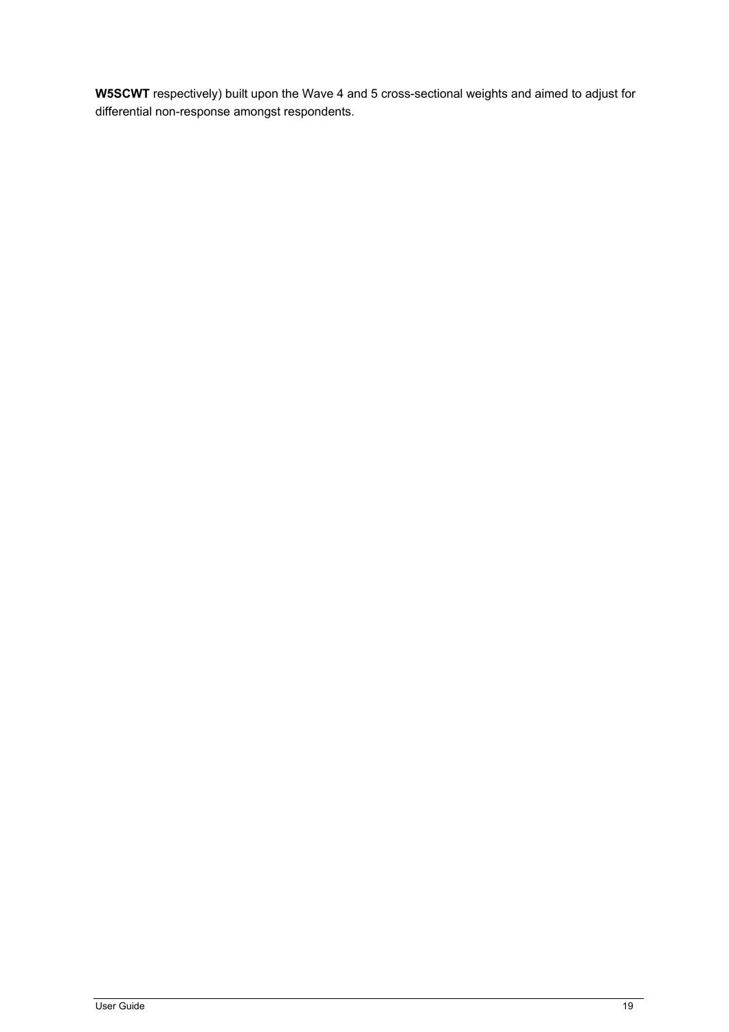**W5SCWT** respectively) built upon the Wave 4 and 5 cross-sectional weights and aimed to adjust for differential non-response amongst respondents.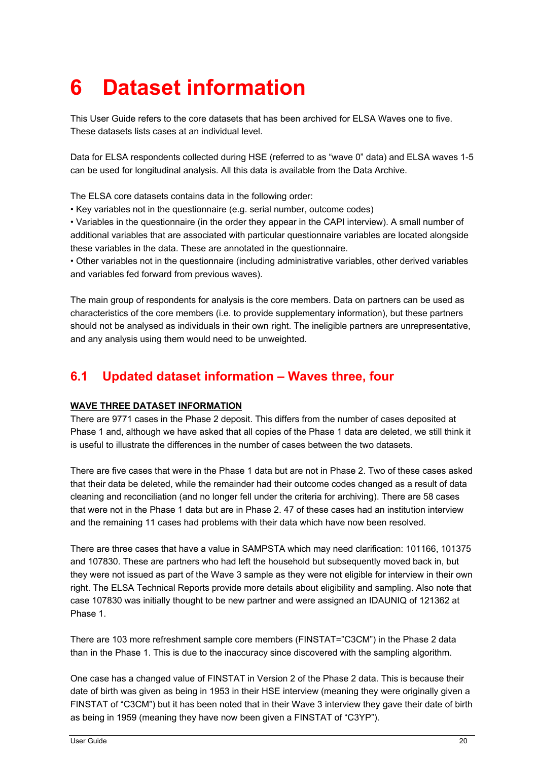# 6 Dataset information

This User Guide refers to the core datasets that has been archived for ELSA Waves one to five. These datasets lists cases at an individual level.

Data for ELSA respondents collected during HSE (referred to as “wave 0” data) and ELSA waves 1-5 can be used for longitudinal analysis. All this data is available from the Data Archive.

The ELSA core datasets contains data in the following order:

- Key variables not in the questionnaire (e.g. serial number, outcome codes)
- Variables in the questionnaire (in the order they appear in the CAPI interview). A small number of additional variables that are associated with particular questionnaire variables are located alongside these variables in the data. These are annotated in the questionnaire.
- Other variables not in the questionnaire (including administrative variables, other derived variables and variables fed forward from previous waves).

The main group of respondents for analysis is the core members. Data on partners can be used as characteristics of the core members (i.e. to provide supplementary information), but these partners should not be analysed as individuals in their own right. The ineligible partners are unrepresentative, and any analysis using them would need to be unweighted.

## 6.1 Updated dataset information – Waves three, four

**WAVE THREE DATASET INFORMATION**

There are 9771 cases in the Phase 2 deposit. This differs from the number of cases deposited at Phase 1 and, although we have asked that all copies of the Phase 1 data are deleted, we still think it is useful to illustrate the differences in the number of cases between the two datasets.

There are five cases that were in the Phase 1 data but are not in Phase 2. Two of these cases asked that their data be deleted, while the remainder had their outcome codes changed as a result of data cleaning and reconciliation (and no longer fell under the criteria for archiving). There are 58 cases that were not in the Phase 1 data but are in Phase 2. 47 of these cases had an institution interview and the remaining 11 cases had problems with their data which have now been resolved.

There are three cases that have a value in SAMPSTA which may need clarification: 101166, 101375 and 107830. These are partners who had left the household but subsequently moved back in, but they were not issued as part of the Wave 3 sample as they were not eligible for interview in their own right. The ELSA Technical Reports provide more details about eligibility and sampling. Also note that case 107830 was initially thought to be new partner and were assigned an IDAUNIQ of 121362 at Phase 1.

There are 103 more refreshment sample core members (FINSTAT=”C3CM”) in the Phase 2 data than in the Phase 1. This is due to the inaccuracy since discovered with the sampling algorithm.

One case has a changed value of FINSTAT in Version 2 of the Phase 2 data. This is because their date of birth was given as being in 1953 in their HSE interview (meaning they were originally given a FINSTAT of “C3CM”) but it has been noted that in their Wave 3 interview they gave their date of birth as being in 1959 (meaning they have now been given a FINSTAT of “C3YP”).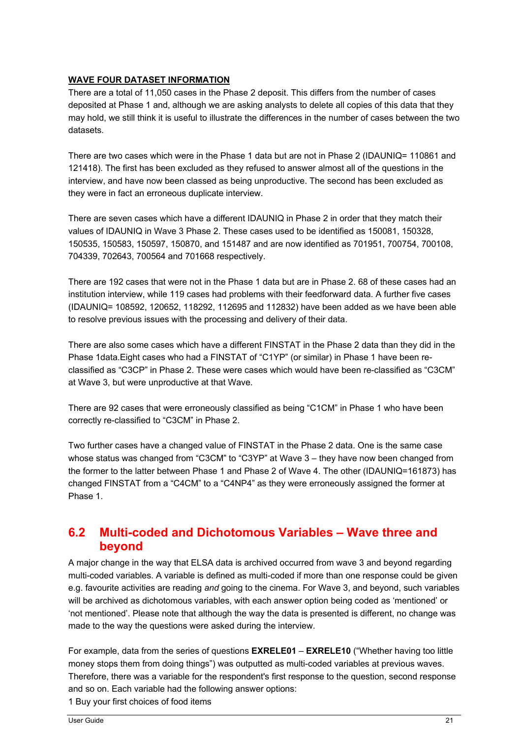**WAVE FOUR DATASET INFORMATION**

There are a total of 11,050 cases in the Phase 2 deposit. This differs from the number of cases deposited at Phase 1 and, although we are asking analysts to delete all copies of this data that they may hold, we still think it is useful to illustrate the differences in the number of cases between the two datasets.

There are two cases which were in the Phase 1 data but are not in Phase 2 (IDAUNIQ= 110861 and 121418). The first has been excluded as they refused to answer almost all of the questions in the interview, and have now been classed as being unproductive. The second has been excluded as they were in fact an erroneous duplicate interview.

There are seven cases which have a different IDAUNIQ in Phase 2 in order that they match their values of IDAUNIQ in Wave 3 Phase 2. These cases used to be identified as 150081, 150328, 150535, 150583, 150597, 150870, and 151487 and are now identified as 701951, 700754, 700108, 704339, 702643, 700564 and 701668 respectively.

There are 192 cases that were not in the Phase 1 data but are in Phase 2. 68 of these cases had an institution interview, while 119 cases had problems with their feedforward data. A further five cases (IDAUNIQ= 108592, 120652, 118292, 112695 and 112832) have been added as we have been able to resolve previous issues with the processing and delivery of their data.

There are also some cases which have a different FINSTAT in the Phase 2 data than they did in the Phase 1data.Eight cases who had a FINSTAT of “C1YP” (or similar) in Phase 1 have been re-classified as “C3CP” in Phase 2. These were cases which would have been re-classified as “C3CM” at Wave 3, but were unproductive at that Wave.

There are 92 cases that were erroneously classified as being “C1CM” in Phase 1 who have been correctly re-classified to “C3CM” in Phase 2.

Two further cases have a changed value of FINSTAT in the Phase 2 data. One is the same case whose status was changed from “C3CM” to “C3YP” at Wave 3 – they have now been changed from the former to the latter between Phase 1 and Phase 2 of Wave 4. The other (IDAUNIQ=161873) has changed FINSTAT from a “C4CM” to a “C4NP4” as they were erroneously assigned the former at Phase 1.

## 6.2 Multi-coded and Dichotomous Variables – Wave three and beyond

A major change in the way that ELSA data is archived occurred from wave 3 and beyond regarding multi-coded variables. A variable is defined as multi-coded if more than one response could be given e.g. favourite activities are reading *and* going to the cinema. For Wave 3, and beyond, such variables will be archived as dichotomous variables, with each answer option being coded as ‘mentioned’ or ‘not mentioned’. Please note that although the way the data is presented is different, no change was made to the way the questions were asked during the interview.

For example, data from the series of questions **EXRELE01** – **EXRELE10** (“Whether having too little money stops them from doing things”) was outputted as multi-coded variables at previous waves. Therefore, there was a variable for the respondent's first response to the question, second response and so on. Each variable had the following answer options:

1 Buy your first choices of food items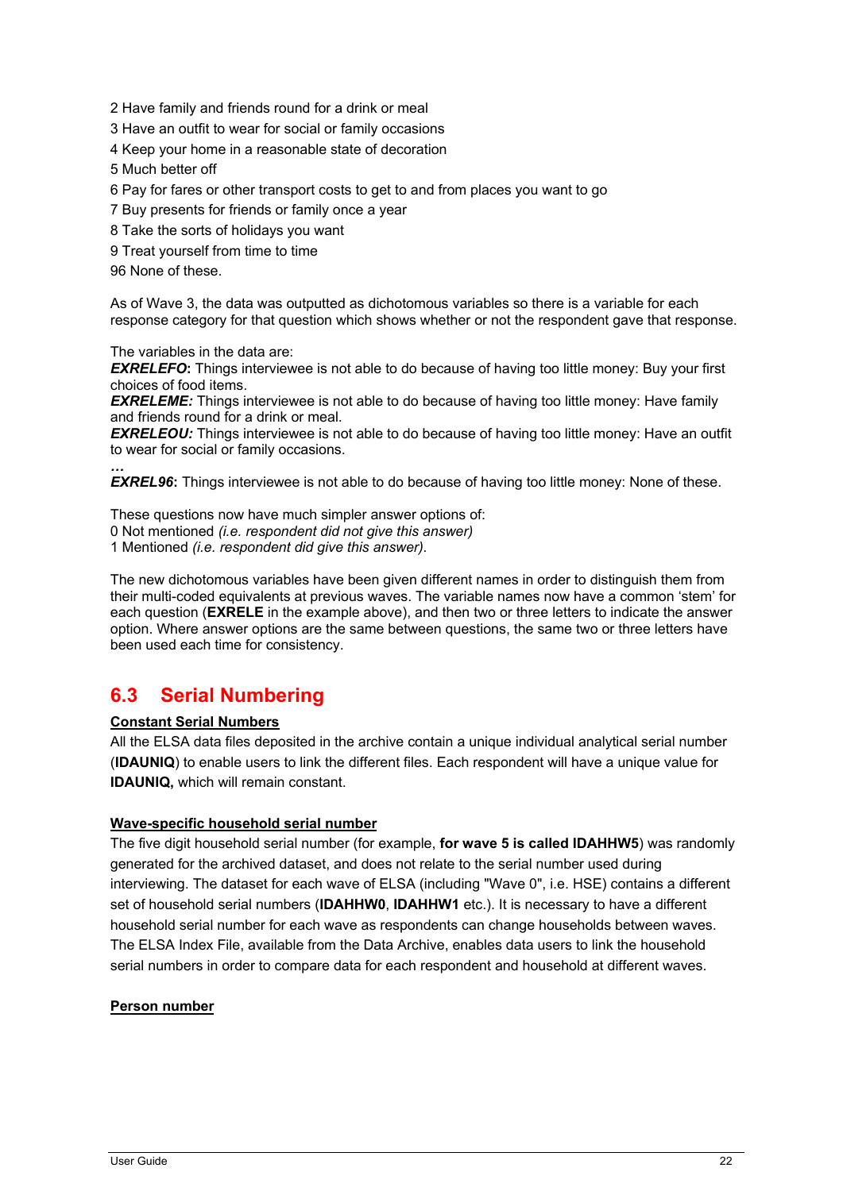2 Have family and friends round for a drink or meal

3 Have an outfit to wear for social or family occasions

4 Keep your home in a reasonable state of decoration

5 Much better off

6 Pay for fares or other transport costs to get to and from places you want to go

7 Buy presents for friends or family once a year

8 Take the sorts of holidays you want

9 Treat yourself from time to time

96 None of these.

As of Wave 3, the data was outputted as dichotomous variables so there is a variable for each response category for that question which shows whether or not the respondent gave that response.

The variables in the data are:

***EXRELEFO*:** Things interviewee is not able to do because of having too little money: Buy your first choices of food items.

***EXRELEME:*** Things interviewee is not able to do because of having too little money: Have family and friends round for a drink or meal.

***EXRELEOU:*** Things interviewee is not able to do because of having too little money: Have an outfit to wear for social or family occasions.

***…***

***EXREL96*:** Things interviewee is not able to do because of having too little money: None of these.

These questions now have much simpler answer options of:

0 Not mentioned *(i.e. respondent did not give this answer)*

1 Mentioned *(i.e. respondent did give this answer).*

The new dichotomous variables have been given different names in order to distinguish them from their multi-coded equivalents at previous waves. The variable names now have a common 'stem' for each question (**EXRELE** in the example above), and then two or three letters to indicate the answer option. Where answer options are the same between questions, the same two or three letters have been used each time for consistency.

## 6.3 Serial Numbering

**Constant Serial Numbers**

All the ELSA data files deposited in the archive contain a unique individual analytical serial number (**IDAUNIQ**) to enable users to link the different files. Each respondent will have a unique value for **IDAUNIQ,** which will remain constant.

**Wave-specific household serial number**

The five digit household serial number (for example, **for wave 5 is called IDAHHW5**) was randomly generated for the archived dataset, and does not relate to the serial number used during interviewing. The dataset for each wave of ELSA (including "Wave 0", i.e. HSE) contains a different set of household serial numbers (**IDAHHW0**, **IDAHHW1** etc.). It is necessary to have a different household serial number for each wave as respondents can change households between waves. The ELSA Index File, available from the Data Archive, enables data users to link the household serial numbers in order to compare data for each respondent and household at different waves.

**Person number**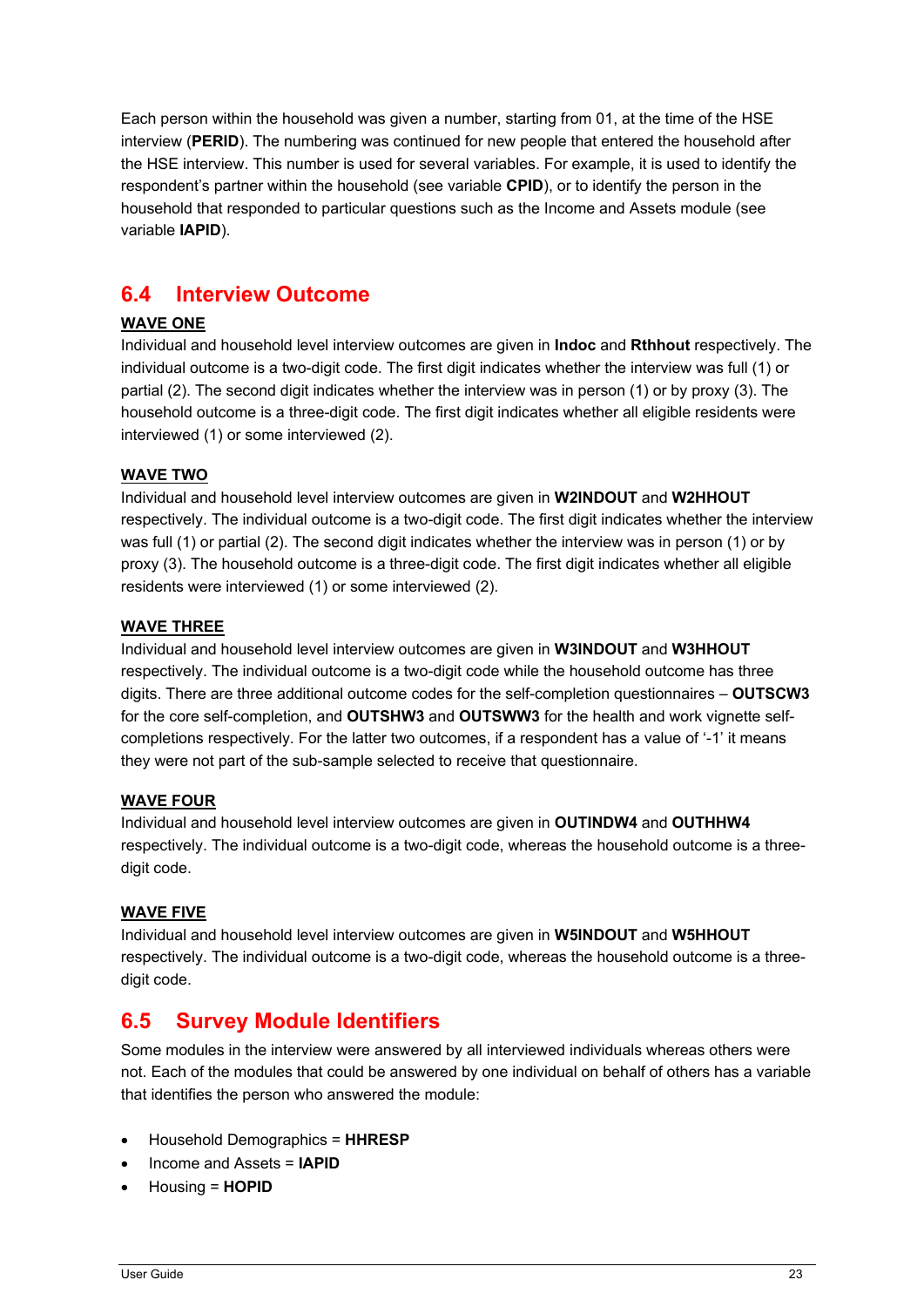Each person within the household was given a number, starting from 01, at the time of the HSE interview (**PERID**). The numbering was continued for new people that entered the household after the HSE interview. This number is used for several variables. For example, it is used to identify the respondent's partner within the household (see variable **CPID**), or to identify the person in the household that responded to particular questions such as the Income and Assets module (see variable **IAPID**).

## 6.4 Interview Outcome

**WAVE ONE**

Individual and household level interview outcomes are given in **Indoc** and **Rthhout** respectively. The individual outcome is a two-digit code. The first digit indicates whether the interview was full (1) or partial (2). The second digit indicates whether the interview was in person (1) or by proxy (3). The household outcome is a three-digit code. The first digit indicates whether all eligible residents were interviewed (1) or some interviewed (2).

**WAVE TWO**

Individual and household level interview outcomes are given in **W2INDOUT** and **W2HHOUT** respectively. The individual outcome is a two-digit code. The first digit indicates whether the interview was full (1) or partial (2). The second digit indicates whether the interview was in person (1) or by proxy (3). The household outcome is a three-digit code. The first digit indicates whether all eligible residents were interviewed (1) or some interviewed (2).

**WAVE THREE**

Individual and household level interview outcomes are given in **W3INDOUT** and **W3HHOUT** respectively. The individual outcome is a two-digit code while the household outcome has three digits. There are three additional outcome codes for the self-completion questionnaires – **OUTSCW3** for the core self-completion, and **OUTSHW3** and **OUTSWW3** for the health and work vignette self-completions respectively. For the latter two outcomes, if a respondent has a value of '-1' it means they were not part of the sub-sample selected to receive that questionnaire.

**WAVE FOUR**

Individual and household level interview outcomes are given in **OUTINDW4** and **OUTHHW4** respectively. The individual outcome is a two-digit code, whereas the household outcome is a three-digit code.

**WAVE FIVE**

Individual and household level interview outcomes are given in **W5INDOUT** and **W5HHOUT** respectively. The individual outcome is a two-digit code, whereas the household outcome is a three-digit code.

## 6.5 Survey Module Identifiers

Some modules in the interview were answered by all interviewed individuals whereas others were not. Each of the modules that could be answered by one individual on behalf of others has a variable that identifies the person who answered the module:

- Household Demographics = **HHRESP**
- Income and Assets = **IAPID**
- Housing = **HOPID**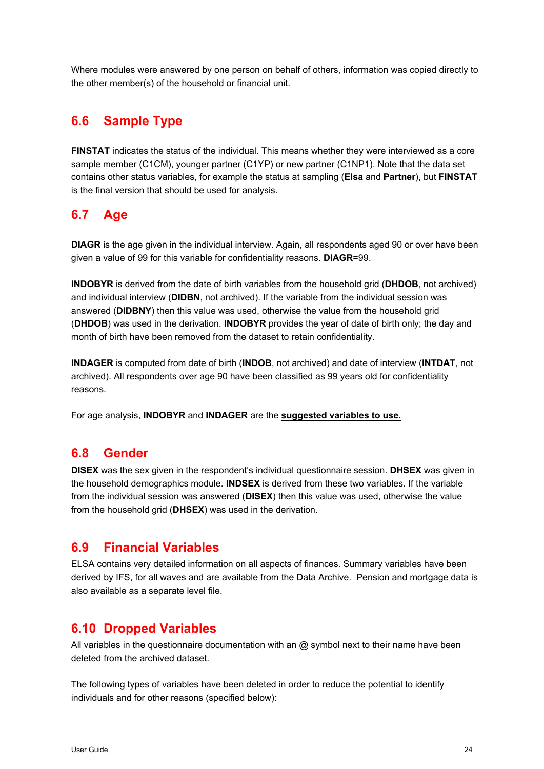Where modules were answered by one person on behalf of others, information was copied directly to the other member(s) of the household or financial unit.

## 6.6 Sample Type

**FINSTAT** indicates the status of the individual. This means whether they were interviewed as a core sample member (C1CM), younger partner (C1YP) or new partner (C1NP1). Note that the data set contains other status variables, for example the status at sampling (**Elsa** and **Partner**), but **FINSTAT** is the final version that should be used for analysis.

## 6.7 Age

**DIAGR** is the age given in the individual interview. Again, all respondents aged 90 or over have been given a value of 99 for this variable for confidentiality reasons. **DIAGR**=99.

**INDOBYR** is derived from the date of birth variables from the household grid (**DHDOB**, not archived) and individual interview (**DIDBN**, not archived). If the variable from the individual session was answered (**DIDBNY**) then this value was used, otherwise the value from the household grid (**DHDOB**) was used in the derivation. **INDOBYR** provides the year of date of birth only; the day and month of birth have been removed from the dataset to retain confidentiality.

**INDAGER** is computed from date of birth (**INDOB**, not archived) and date of interview (**INTDAT**, not archived). All respondents over age 90 have been classified as 99 years old for confidentiality reasons.

For age analysis, **INDOBYR** and **INDAGER** are the **suggested variables to use.**

## 6.8 Gender

**DISEX** was the sex given in the respondent's individual questionnaire session. **DHSEX** was given in the household demographics module. **INDSEX** is derived from these two variables. If the variable from the individual session was answered (**DISEX**) then this value was used, otherwise the value from the household grid (**DHSEX**) was used in the derivation.

## 6.9 Financial Variables

ELSA contains very detailed information on all aspects of finances. Summary variables have been derived by IFS, for all waves and are available from the Data Archive. Pension and mortgage data is also available as a separate level file.

## 6.10 Dropped Variables

All variables in the questionnaire documentation with an @ symbol next to their name have been deleted from the archived dataset.

The following types of variables have been deleted in order to reduce the potential to identify individuals and for other reasons (specified below):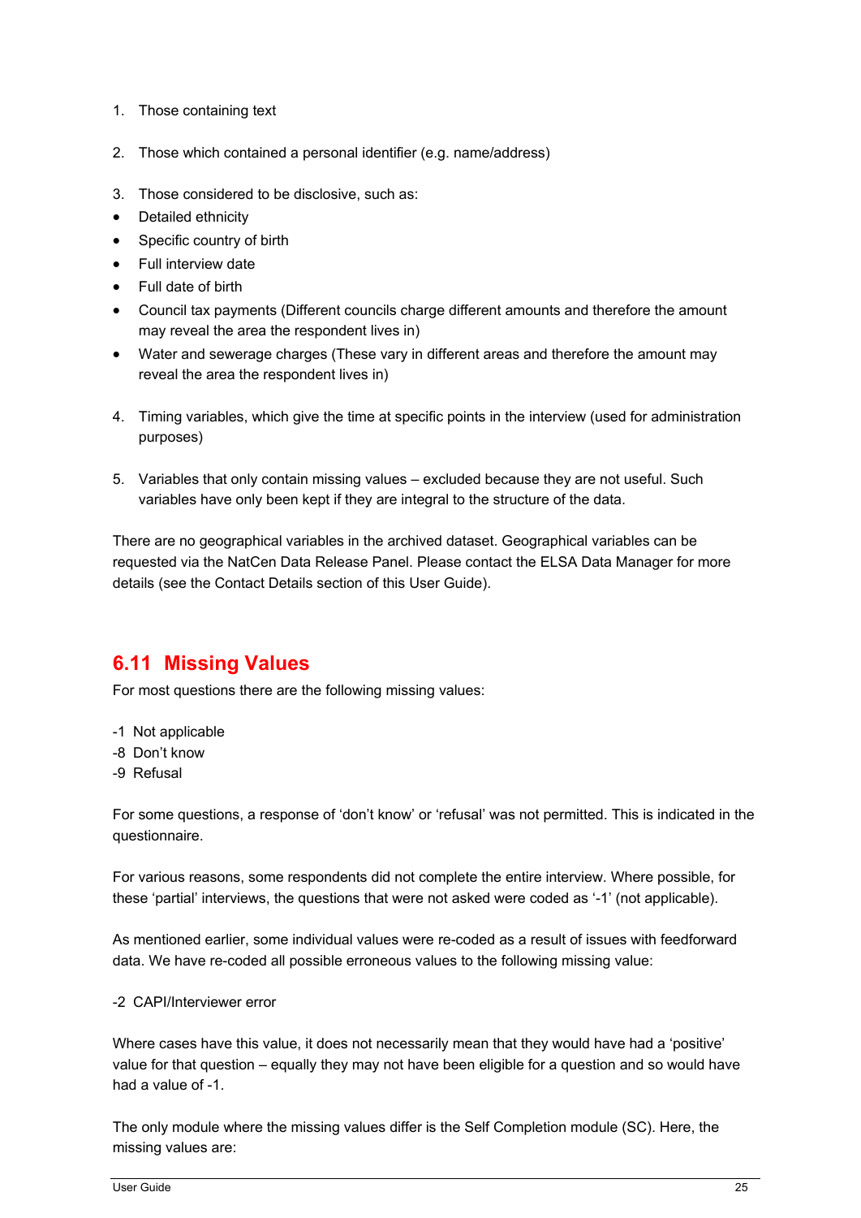1. Those containing text

2. Those which contained a personal identifier (e.g. name/address)

3. Those considered to be disclosive, such as:

- Detailed ethnicity
- Specific country of birth
- Full interview date
- Full date of birth
- Council tax payments (Different councils charge different amounts and therefore the amount may reveal the area the respondent lives in)
- Water and sewerage charges (These vary in different areas and therefore the amount may reveal the area the respondent lives in)

4. Timing variables, which give the time at specific points in the interview (used for administration purposes)

5. Variables that only contain missing values – excluded because they are not useful. Such variables have only been kept if they are integral to the structure of the data.

There are no geographical variables in the archived dataset. Geographical variables can be requested via the NatCen Data Release Panel. Please contact the ELSA Data Manager for more details (see the Contact Details section of this User Guide).

## 6.11 Missing Values

For most questions there are the following missing values:

-1 Not applicable
-8 Don't know
-9 Refusal

For some questions, a response of 'don't know' or 'refusal' was not permitted. This is indicated in the questionnaire.

For various reasons, some respondents did not complete the entire interview. Where possible, for these 'partial' interviews, the questions that were not asked were coded as '-1' (not applicable).

As mentioned earlier, some individual values were re-coded as a result of issues with feedforward data. We have re-coded all possible erroneous values to the following missing value:

-2 CAPI/Interviewer error

Where cases have this value, it does not necessarily mean that they would have had a 'positive' value for that question – equally they may not have been eligible for a question and so would have had a value of -1.

The only module where the missing values differ is the Self Completion module (SC). Here, the missing values are: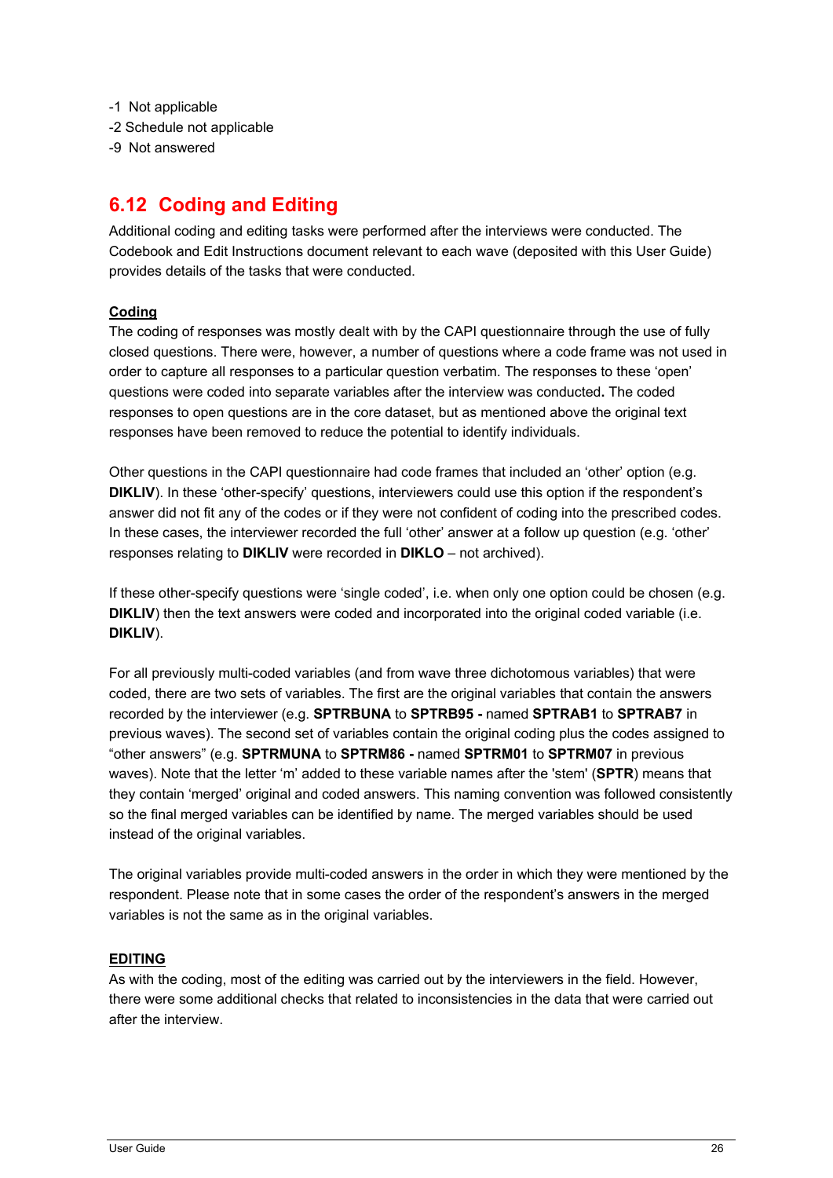-1 Not applicable
-2 Schedule not applicable
-9 Not answered

## 6.12 Coding and Editing

Additional coding and editing tasks were performed after the interviews were conducted. The Codebook and Edit Instructions document relevant to each wave (deposited with this User Guide) provides details of the tasks that were conducted.

**Coding**

The coding of responses was mostly dealt with by the CAPI questionnaire through the use of fully closed questions. There were, however, a number of questions where a code frame was not used in order to capture all responses to a particular question verbatim. The responses to these 'open' questions were coded into separate variables after the interview was conducted**.** The coded responses to open questions are in the core dataset, but as mentioned above the original text responses have been removed to reduce the potential to identify individuals.

Other questions in the CAPI questionnaire had code frames that included an 'other' option (e.g. **DIKLIV**). In these 'other-specify' questions, interviewers could use this option if the respondent's answer did not fit any of the codes or if they were not confident of coding into the prescribed codes. In these cases, the interviewer recorded the full 'other' answer at a follow up question (e.g. 'other' responses relating to **DIKLIV** were recorded in **DIKLO** – not archived).

If these other-specify questions were 'single coded', i.e. when only one option could be chosen (e.g. **DIKLIV**) then the text answers were coded and incorporated into the original coded variable (i.e. **DIKLIV**).

For all previously multi-coded variables (and from wave three dichotomous variables) that were coded, there are two sets of variables. The first are the original variables that contain the answers recorded by the interviewer (e.g. **SPTRBUNA** to **SPTRB95 -** named **SPTRAB1** to **SPTRAB7** in previous waves). The second set of variables contain the original coding plus the codes assigned to "other answers" (e.g. **SPTRMUNA** to **SPTRM86 -** named **SPTRM01** to **SPTRM07** in previous waves). Note that the letter 'm' added to these variable names after the 'stem' (**SPTR**) means that they contain 'merged' original and coded answers. This naming convention was followed consistently so the final merged variables can be identified by name. The merged variables should be used instead of the original variables.

The original variables provide multi-coded answers in the order in which they were mentioned by the respondent. Please note that in some cases the order of the respondent's answers in the merged variables is not the same as in the original variables.

**EDITING**

As with the coding, most of the editing was carried out by the interviewers in the field. However, there were some additional checks that related to inconsistencies in the data that were carried out after the interview.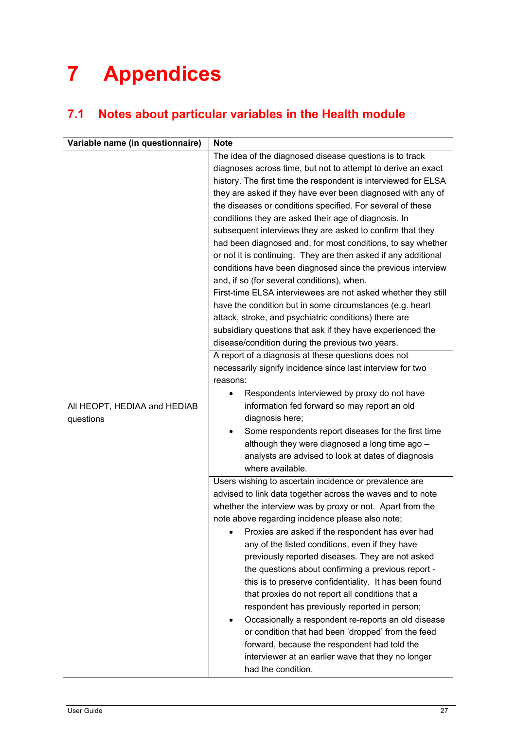# 7 Appendices

## 7.1 Notes about particular variables in the Health module

| Variable name (in questionnaire) | Note |
|---|---|
| All HEOPT, HEDIAA and HEDIAB questions | The idea of the diagnosed disease questions is to track diagnoses across time, but not to attempt to derive an exact history. The first time the respondent is interviewed for ELSA they are asked if they have ever been diagnosed with any of the diseases or conditions specified. For several of these conditions they are asked their age of diagnosis. In subsequent interviews they are asked to confirm that they had been diagnosed and, for most conditions, to say whether or not it is continuing. They are then asked if any additional conditions have been diagnosed since the previous interview and, if so (for several conditions), when.<br>First-time ELSA interviewees are not asked whether they still have the condition but in some circumstances (e.g. heart attack, stroke, and psychiatric conditions) there are subsidiary questions that ask if they have experienced the disease/condition during the previous two years. |
| | A report of a diagnosis at these questions does not necessarily signify incidence since last interview for two reasons:<br>• Respondents interviewed by proxy do not have information fed forward so may report an old diagnosis here;<br>• Some respondents report diseases for the first time although they were diagnosed a long time ago – analysts are advised to look at dates of diagnosis where available. |
| | Users wishing to ascertain incidence or prevalence are advised to link data together across the waves and to note whether the interview was by proxy or not. Apart from the note above regarding incidence please also note;<br>• Proxies are asked if the respondent has ever had any of the listed conditions, even if they have previously reported diseases. They are not asked the questions about confirming a previous report - this is to preserve confidentiality. It has been found that proxies do not report all conditions that a respondent has previously reported in person;<br>• Occasionally a respondent re-reports an old disease or condition that had been 'dropped' from the feed forward, because the respondent had told the interviewer at an earlier wave that they no longer had the condition. |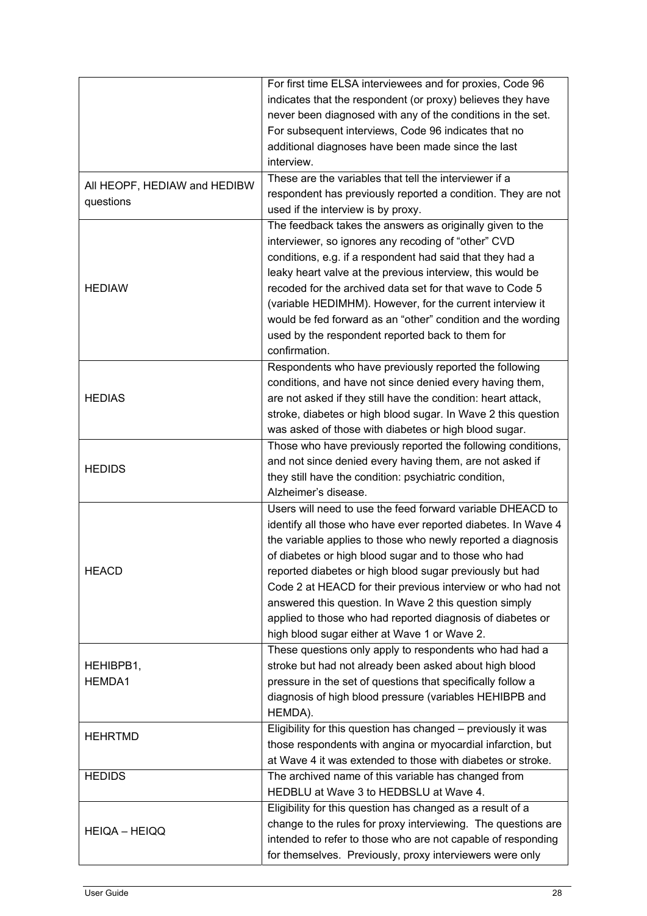| | |
|---|---|
| | For first time ELSA interviewees and for proxies, Code 96 indicates that the respondent (or proxy) believes they have never been diagnosed with any of the conditions in the set. For subsequent interviews, Code 96 indicates that no additional diagnoses have been made since the last interview. |
| All HEOPF, HEDIAW and HEDIBW questions | These are the variables that tell the interviewer if a respondent has previously reported a condition. They are not used if the interview is by proxy. |
| HEDIAW | The feedback takes the answers as originally given to the interviewer, so ignores any recoding of "other" CVD conditions, e.g. if a respondent had said that they had a leaky heart valve at the previous interview, this would be recoded for the archived data set for that wave to Code 5 (variable HEDIMHM). However, for the current interview it would be fed forward as an "other" condition and the wording used by the respondent reported back to them for confirmation. |
| HEDIAS | Respondents who have previously reported the following conditions, and have not since denied every having them, are not asked if they still have the condition: heart attack, stroke, diabetes or high blood sugar. In Wave 2 this question was asked of those with diabetes or high blood sugar. |
| HEDIDS | Those who have previously reported the following conditions, and not since denied every having them, are not asked if they still have the condition: psychiatric condition, Alzheimer's disease. |
| HEACD | Users will need to use the feed forward variable DHEACD to identify all those who have ever reported diabetes. In Wave 4 the variable applies to those who newly reported a diagnosis of diabetes or high blood sugar and to those who had reported diabetes or high blood sugar previously but had Code 2 at HEACD for their previous interview or who had not answered this question. In Wave 2 this question simply applied to those who had reported diagnosis of diabetes or high blood sugar either at Wave 1 or Wave 2. |
| HEHIBPB1, HEMDA1 | These questions only apply to respondents who had had a stroke but had not already been asked about high blood pressure in the set of questions that specifically follow a diagnosis of high blood pressure (variables HEHIBPB and HEMDA). |
| HEHRTMD | Eligibility for this question has changed – previously it was those respondents with angina or myocardial infarction, but at Wave 4 it was extended to those with diabetes or stroke. |
| HEDIDS | The archived name of this variable has changed from HEDBLU at Wave 3 to HEDBSLU at Wave 4. |
| HEIQA – HEIQQ | Eligibility for this question has changed as a result of a change to the rules for proxy interviewing. The questions are intended to refer to those who are not capable of responding for themselves. Previously, proxy interviewers were only |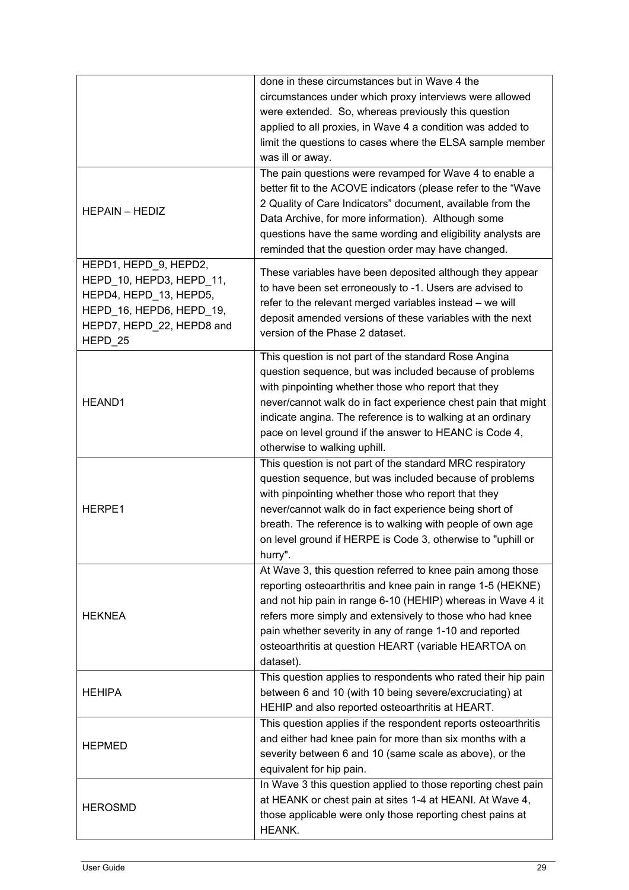| | |
|---|---|
| | done in these circumstances but in Wave 4 the circumstances under which proxy interviews were allowed were extended. So, whereas previously this question applied to all proxies, in Wave 4 a condition was added to limit the questions to cases where the ELSA sample member was ill or away. |
| HEPAIN – HEDIZ | The pain questions were revamped for Wave 4 to enable a better fit to the ACOVE indicators (please refer to the "Wave 2 Quality of Care Indicators" document, available from the Data Archive, for more information). Although some questions have the same wording and eligibility analysts are reminded that the question order may have changed. |
| HEPD1, HEPD_9, HEPD2, HEPD_10, HEPD3, HEPD_11, HEPD4, HEPD_13, HEPD5, HEPD_16, HEPD6, HEPD_19, HEPD7, HEPD_22, HEPD8 and HEPD_25 | These variables have been deposited although they appear to have been set erroneously to -1. Users are advised to refer to the relevant merged variables instead – we will deposit amended versions of these variables with the next version of the Phase 2 dataset. |
| HEAND1 | This question is not part of the standard Rose Angina question sequence, but was included because of problems with pinpointing whether those who report that they never/cannot walk do in fact experience chest pain that might indicate angina. The reference is to walking at an ordinary pace on level ground if the answer to HEANC is Code 4, otherwise to walking uphill. |
| HERPE1 | This question is not part of the standard MRC respiratory question sequence, but was included because of problems with pinpointing whether those who report that they never/cannot walk do in fact experience being short of breath. The reference is to walking with people of own age on level ground if HERPE is Code 3, otherwise to "uphill or hurry". |
| HEKNEA | At Wave 3, this question referred to knee pain among those reporting osteoarthritis and knee pain in range 1-5 (HEKNE) and not hip pain in range 6-10 (HEHIP) whereas in Wave 4 it refers more simply and extensively to those who had knee pain whether severity in any of range 1-10 and reported osteoarthritis at question HEART (variable HEARTOA on dataset). |
| HEHIPA | This question applies to respondents who rated their hip pain between 6 and 10 (with 10 being severe/excruciating) at HEHIP and also reported osteoarthritis at HEART. |
| HEPMED | This question applies if the respondent reports osteoarthritis and either had knee pain for more than six months with a severity between 6 and 10 (same scale as above), or the equivalent for hip pain. |
| HEROSMD | In Wave 3 this question applied to those reporting chest pain at HEANK or chest pain at sites 1-4 at HEANI. At Wave 4, those applicable were only those reporting chest pains at HEANK. |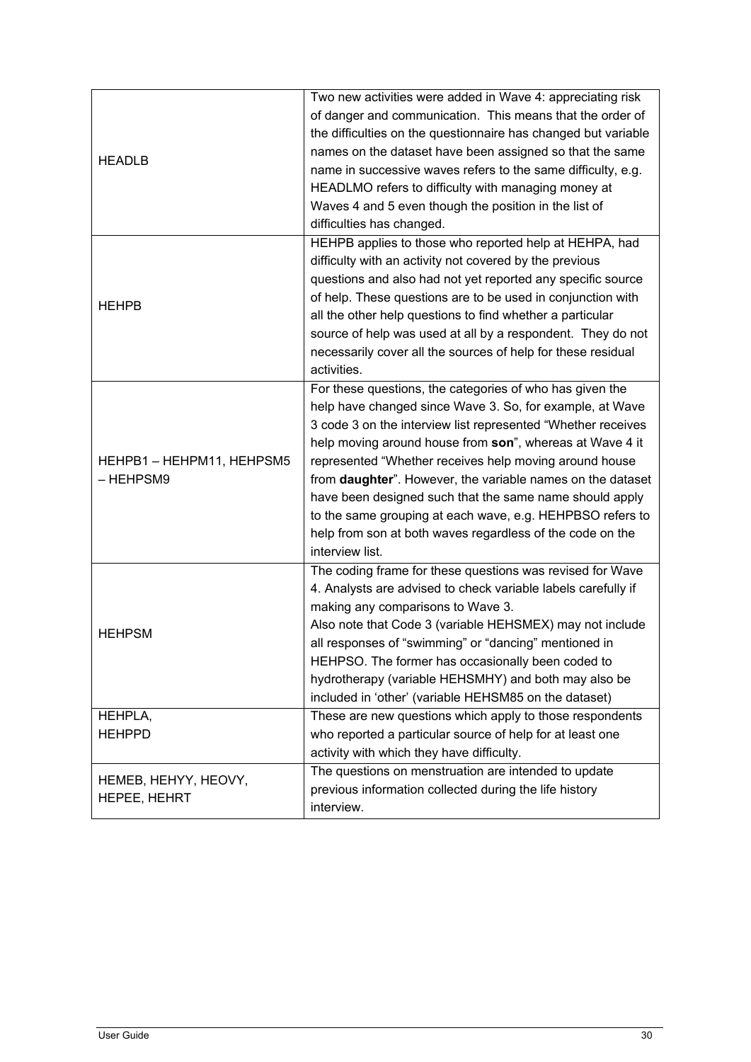| | |
|---|---|
| HEADLB | Two new activities were added in Wave 4: appreciating risk of danger and communication. This means that the order of the difficulties on the questionnaire has changed but variable names on the dataset have been assigned so that the same name in successive waves refers to the same difficulty, e.g. HEADLMO refers to difficulty with managing money at Waves 4 and 5 even though the position in the list of difficulties has changed. |
| HEHPB | HEHPB applies to those who reported help at HEHPA, had difficulty with an activity not covered by the previous questions and also had not yet reported any specific source of help. These questions are to be used in conjunction with all the other help questions to find whether a particular source of help was used at all by a respondent. They do not necessarily cover all the sources of help for these residual activities. |
| HEHPB1 – HEHPM11, HEHPSM5 – HEHPSM9 | For these questions, the categories of who has given the help have changed since Wave 3. So, for example, at Wave 3 code 3 on the interview list represented "Whether receives help moving around house from **son**", whereas at Wave 4 it represented "Whether receives help moving around house from **daughter**". However, the variable names on the dataset have been designed such that the same name should apply to the same grouping at each wave, e.g. HEHPBSO refers to help from son at both waves regardless of the code on the interview list. |
| HEHPSM | The coding frame for these questions was revised for Wave 4. Analysts are advised to check variable labels carefully if making any comparisons to Wave 3.<br>Also note that Code 3 (variable HEHSMEX) may not include all responses of "swimming" or "dancing" mentioned in HEHPSO. The former has occasionally been coded to hydrotherapy (variable HEHSMHY) and both may also be included in 'other' (variable HEHSM85 on the dataset) |
| HEHPLA,<br>HEHPPD | These are new questions which apply to those respondents who reported a particular source of help for at least one activity with which they have difficulty. |
| HEMEB, HEHYY, HEOVY, HEPEE, HEHRT | The questions on menstruation are intended to update previous information collected during the life history interview. |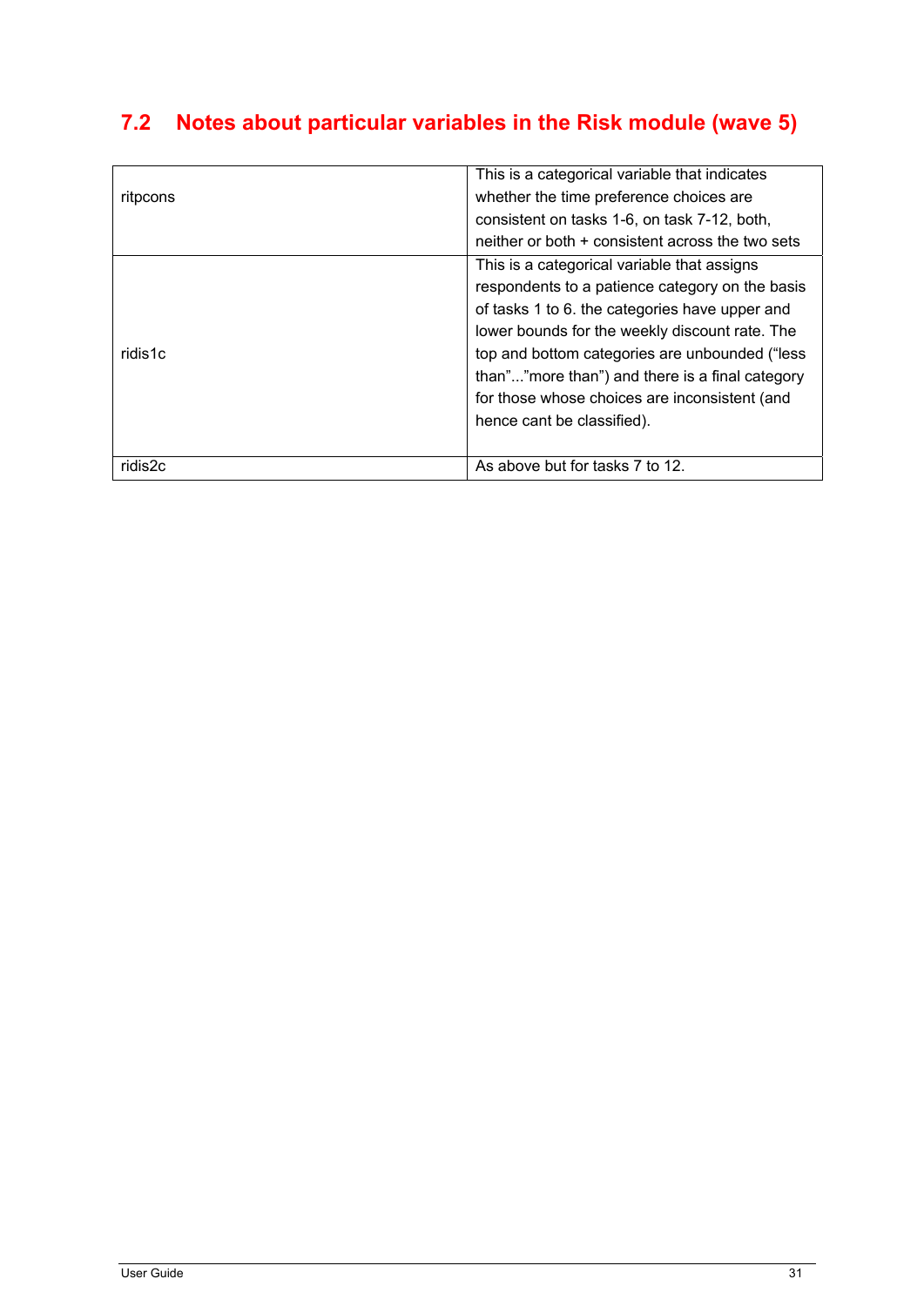## 7.2 Notes about particular variables in the Risk module (wave 5)

| | |
|---|---|
| ritpcons | This is a categorical variable that indicates whether the time preference choices are consistent on tasks 1-6, on task 7-12, both, neither or both + consistent across the two sets |
| ridis1c | This is a categorical variable that assigns respondents to a patience category on the basis of tasks 1 to 6. the categories have upper and lower bounds for the weekly discount rate. The top and bottom categories are unbounded ("less than"..."more than") and there is a final category for those whose choices are inconsistent (and hence cant be classified). |
| ridis2c | As above but for tasks 7 to 12. |